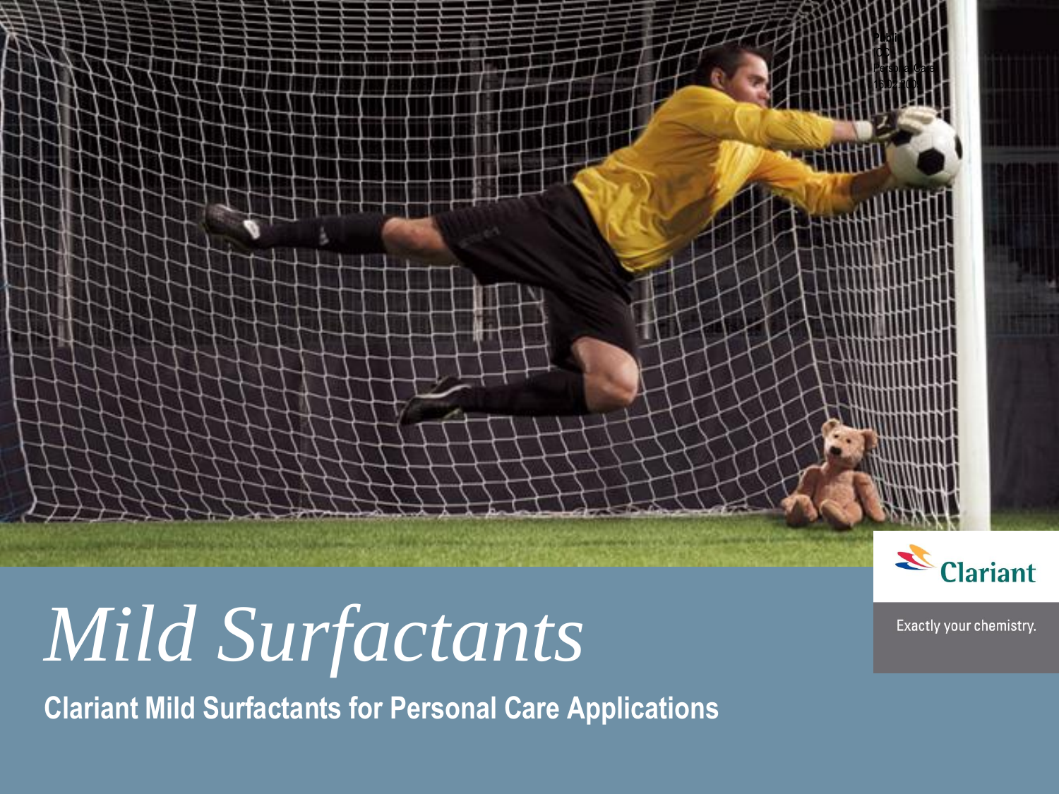Public
DCS
Personal Care
16.02.2011

# Mild Surfactants

**Clariant Mild Surfactants for Personal Care Applications**

Clariant

Exactly your chemistry.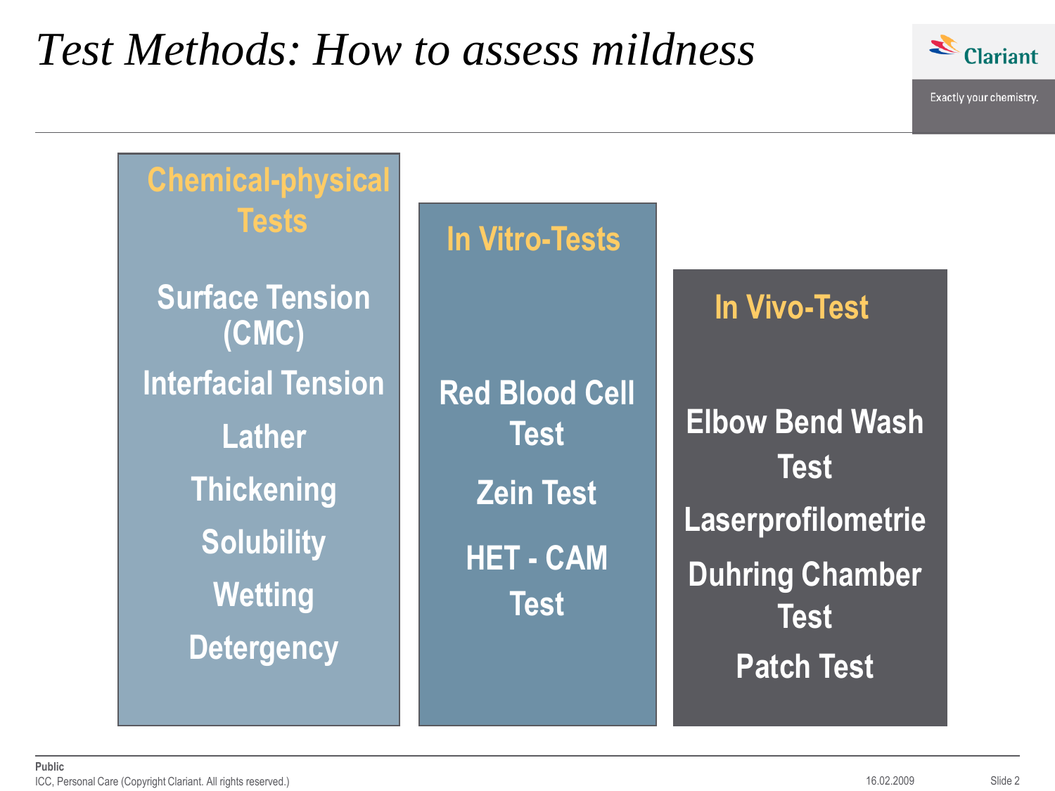# Test Methods: How to assess mildness

## Chemical-physical Tests

- Surface Tension (CMC)
- Interfacial Tension
- Lather
- Thickening
- Solubility
- Wetting
- Detergency

## In Vitro-Tests

- Red Blood Cell Test
- Zein Test
- HET - CAM Test

## In Vivo-Test

- Elbow Bend Wash Test
- Laserprofilometrie
- Duhring Chamber Test
- Patch Test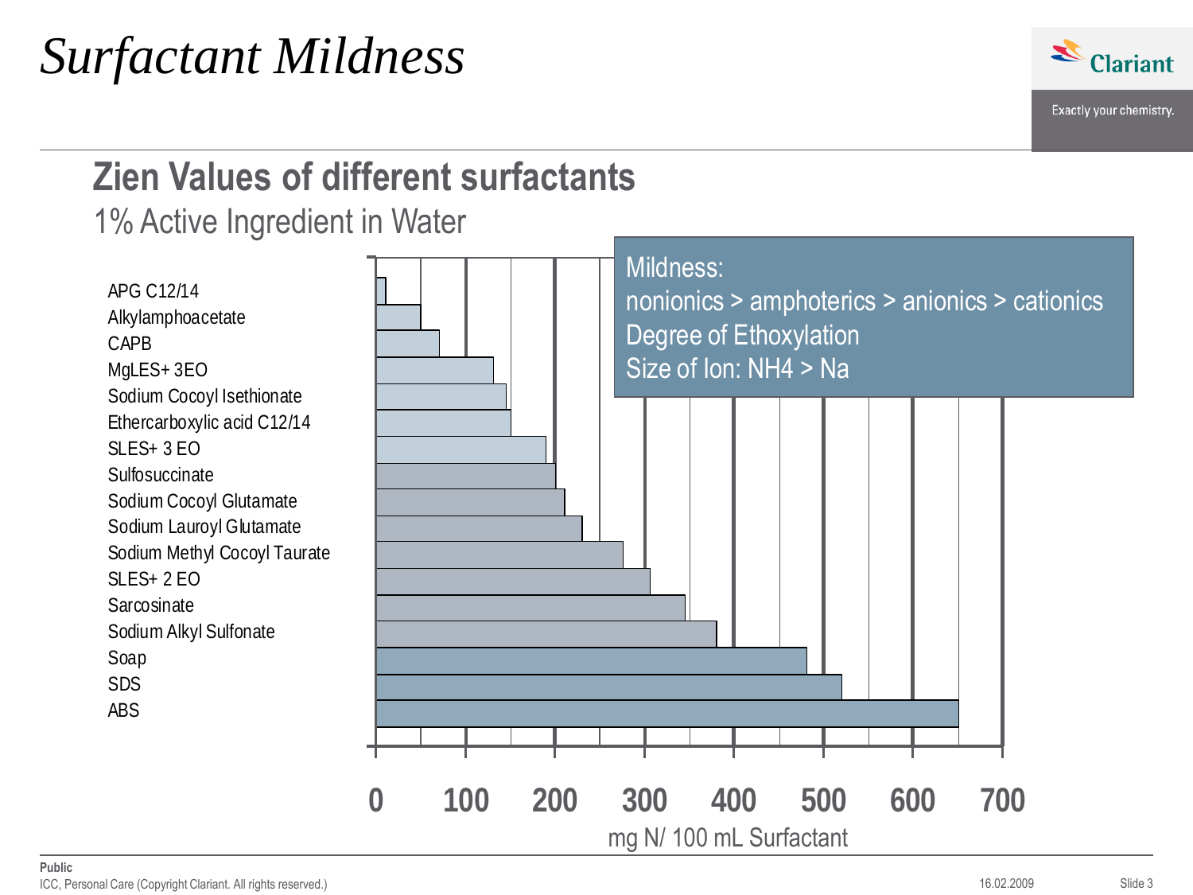# *Surfactant Mildness*

## Zien Values of different surfactants

1% Active Ingredient in Water

Mildness:
nonionics > amphoterics > anionics > cationics
Degree of Ethoxylation
Size of Ion: NH4 > Na

- APG C12/14
- Alkylamphoacetate
- CAPB
- MgLES+ 3EO
- Sodium Cocoyl Isethionate
- Ethercarboxylic acid C12/14
- SLES+ 3 EO
- Sulfosuccinate
- Sodium Cocoyl Glutamate
- Sodium Lauroyl Glutamate
- Sodium Methyl Cocoyl Taurate
- SLES+ 2 EO
- Sarcosinate
- Sodium Alkyl Sulfonate
- Soap
- SDS
- ABS

0 100 200 300 400 500 600 700

mg N/ 100 mL Surfactant

**Public**
ICC, Personal Care (Copyright Clariant. All rights reserved.)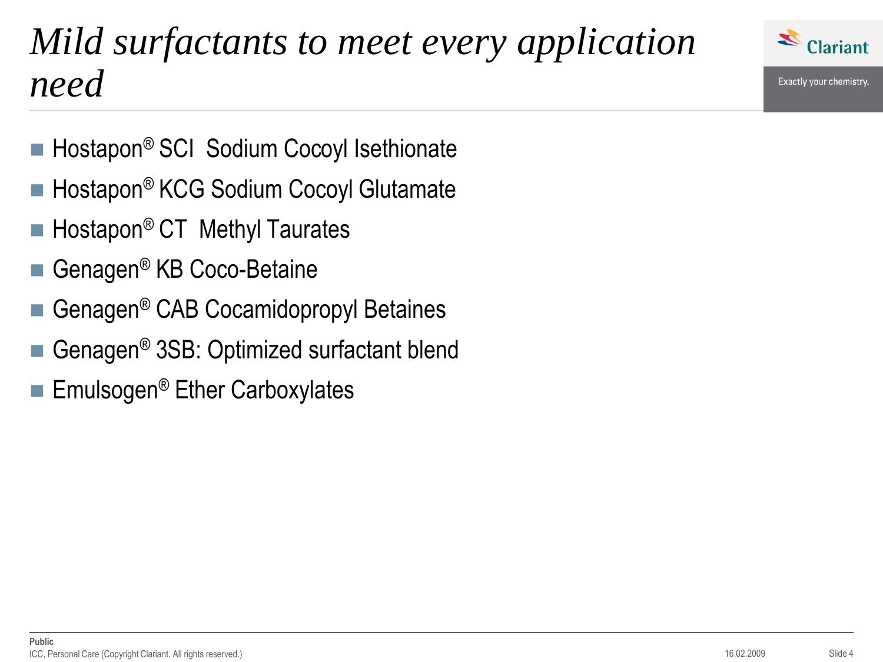# *Mild surfactants to meet every application need*

- Hostapon® SCI  Sodium Cocoyl Isethionate
- Hostapon® KCG Sodium Cocoyl Glutamate
- Hostapon® CT  Methyl Taurates
- Genagen® KB Coco-Betaine
- Genagen® CAB Cocamidopropyl Betaines
- Genagen® 3SB: Optimized surfactant blend
- Emulsogen® Ether Carboxylates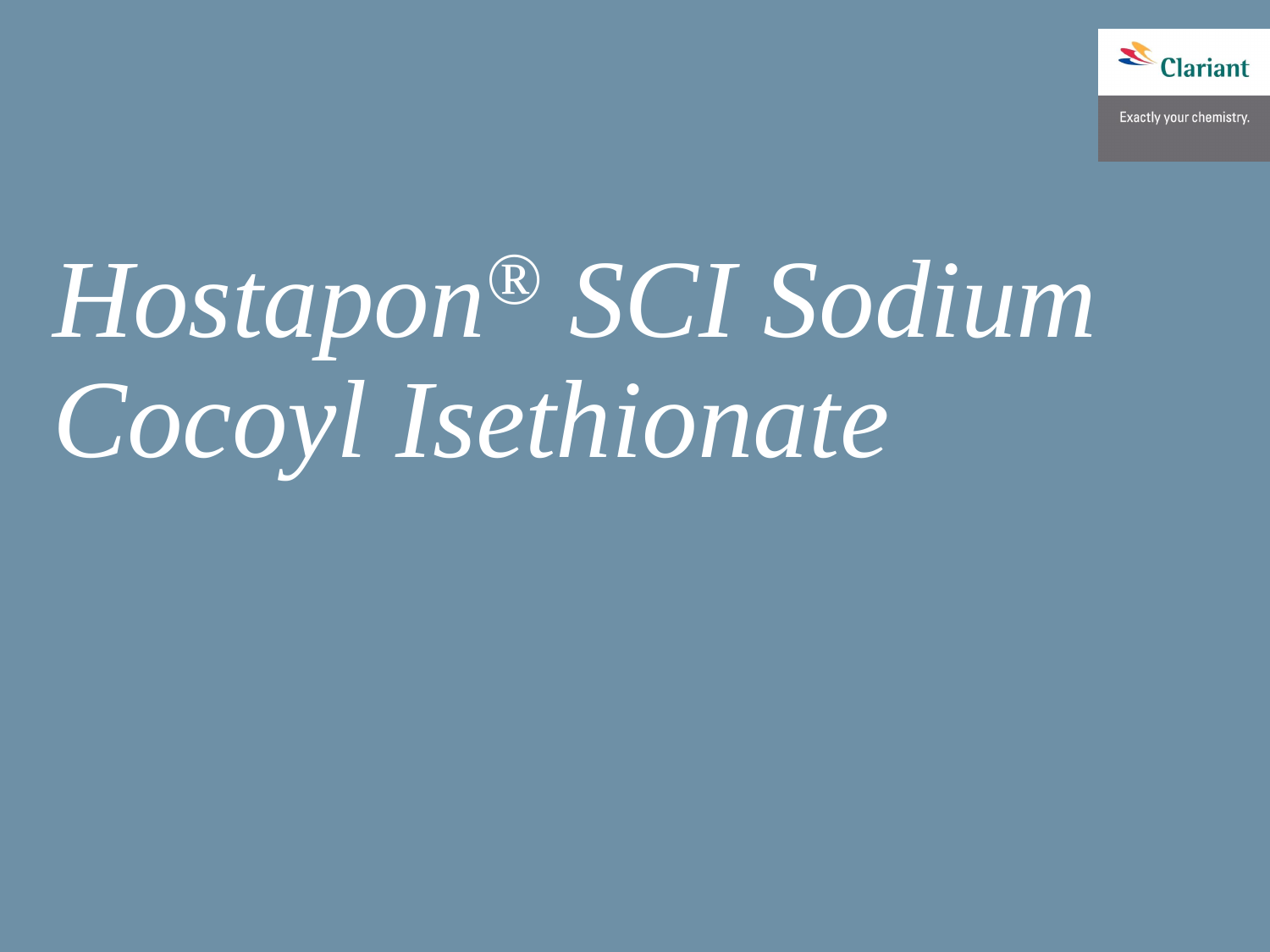# *Hostapon® SCI Sodium Cocoyl Isethionate*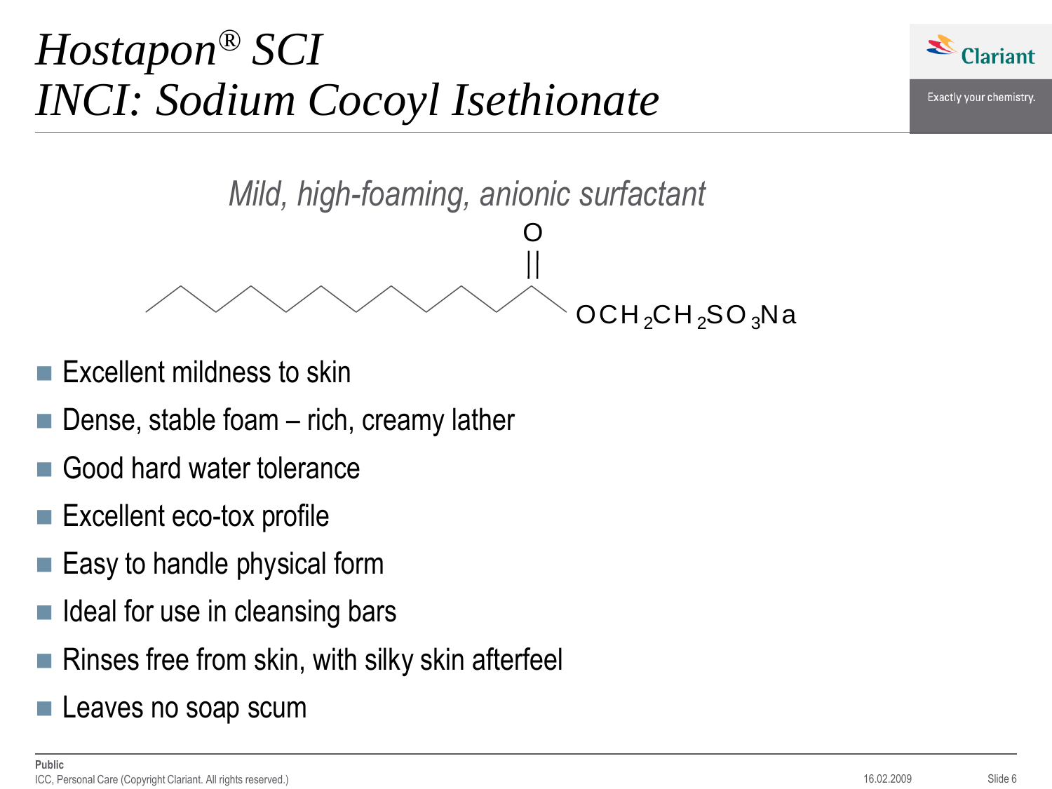# *Hostapon® SCI*
# *INCI: Sodium Cocoyl Isethionate*

*Mild, high-foaming, anionic surfactant*

$OCH_2CH_2SO_3Na$

- Excellent mildness to skin
- Dense, stable foam – rich, creamy lather
- Good hard water tolerance
- Excellent eco-tox profile
- Easy to handle physical form
- Ideal for use in cleansing bars
- Rinses free from skin, with silky skin afterfeel
- Leaves no soap scum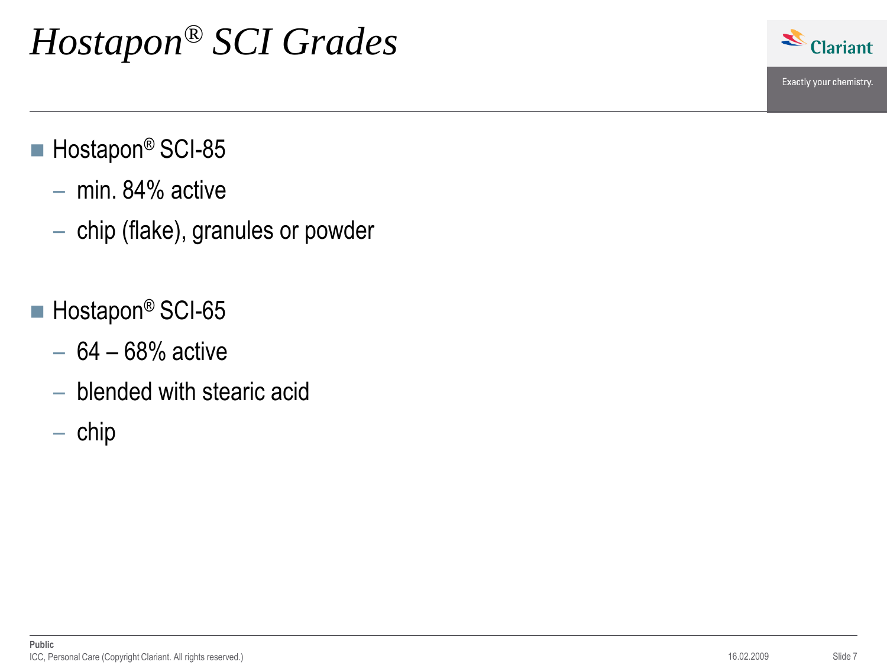# *Hostapon® SCI Grades*

- Hostapon® SCI-85
  - min. 84% active
  - chip (flake), granules or powder

- Hostapon® SCI-65
  - 64 – 68% active
  - blended with stearic acid
  - chip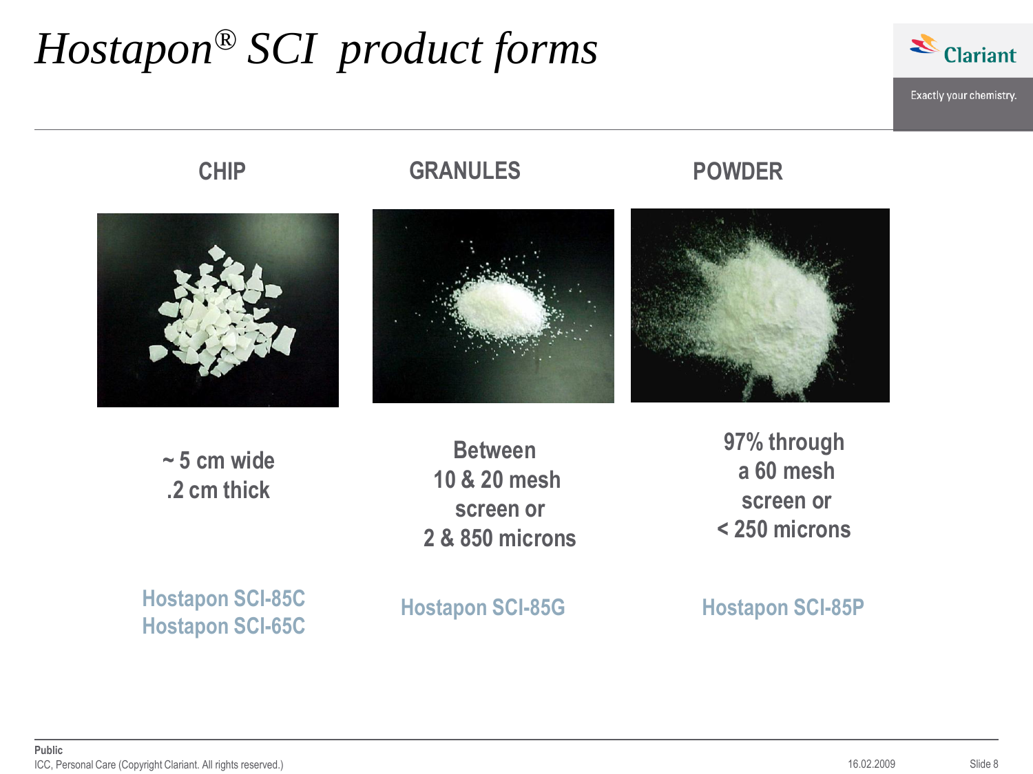# *Hostapon® SCI product forms*

| CHIP | GRANULES | POWDER |
| --- | --- | --- |
| ~ 5 cm wide<br>.2 cm thick | Between<br>10 & 20 mesh<br>screen or<br>2 & 850 microns | 97% through<br>a 60 mesh<br>screen or<br>< 250 microns |
| Hostapon SCI-85C<br>Hostapon SCI-65C | Hostapon SCI-85G | Hostapon SCI-85P |

Public
ICC, Personal Care (Copyright Clariant. All rights reserved.)

16.02.2009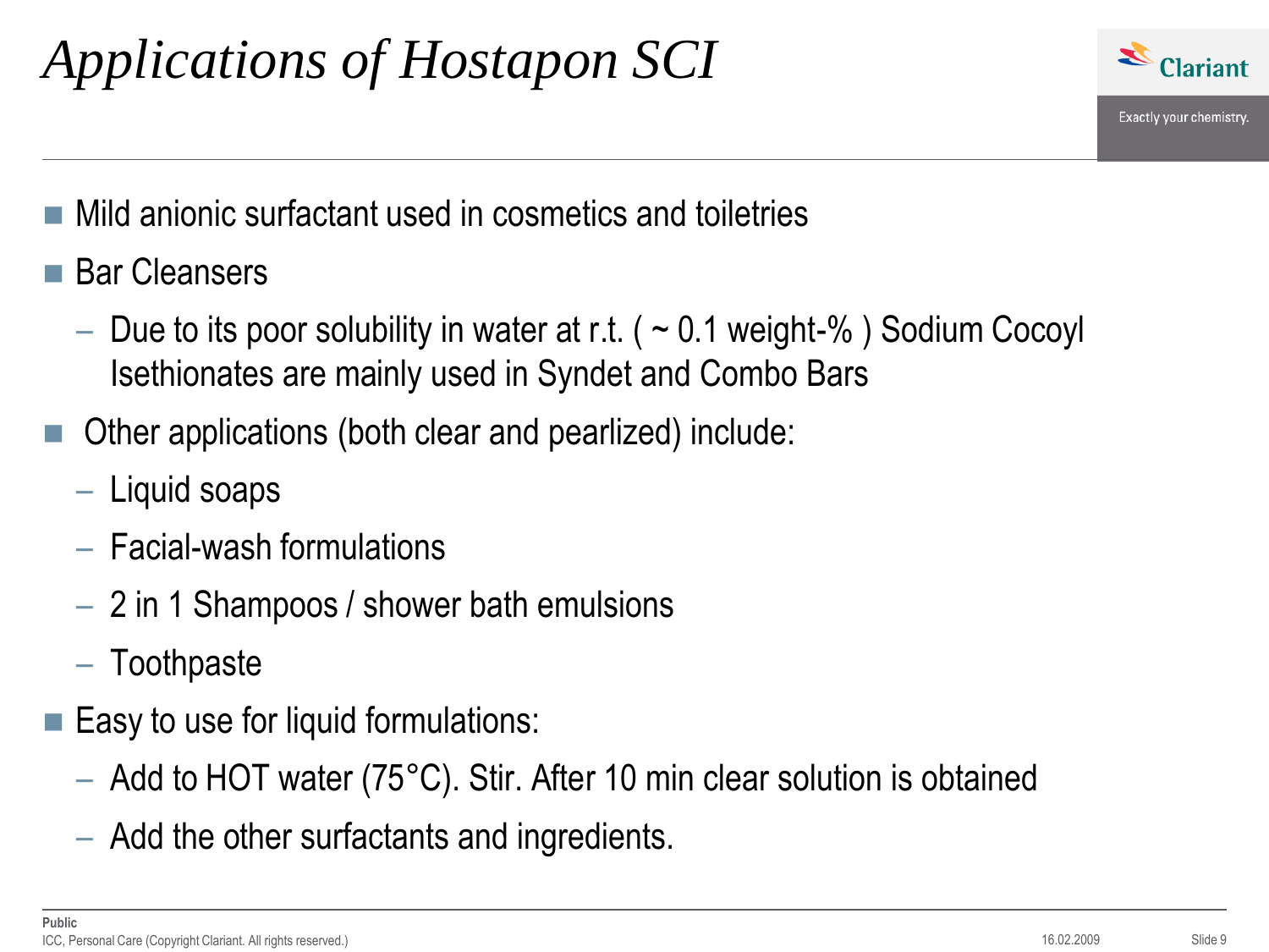# *Applications of Hostapon SCI*

- Mild anionic surfactant used in cosmetics and toiletries
- Bar Cleansers
  - Due to its poor solubility in water at r.t. ( ~ 0.1 weight-% ) Sodium Cocoyl Isethionates are mainly used in Syndet and Combo Bars
- Other applications (both clear and pearlized) include:
  - Liquid soaps
  - Facial-wash formulations
  - 2 in 1 Shampoos / shower bath emulsions
  - Toothpaste
- Easy to use for liquid formulations:
  - Add to HOT water (75°C). Stir. After 10 min clear solution is obtained
  - Add the other surfactants and ingredients.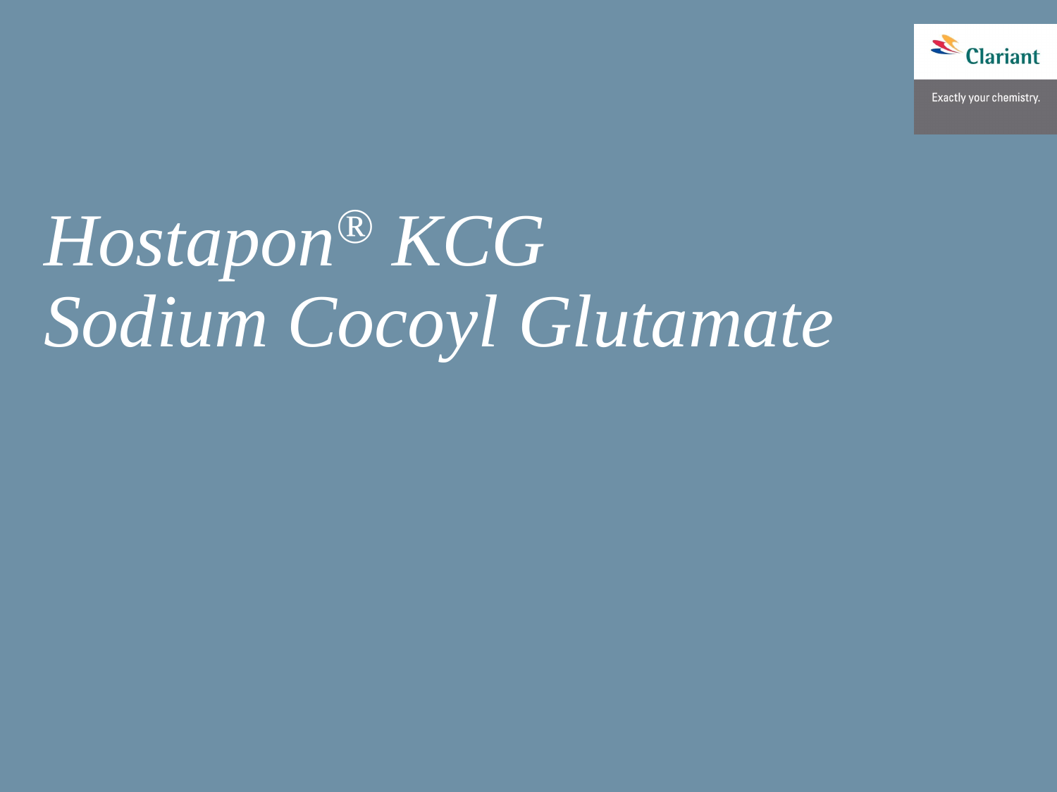# *Hostapon® KCG Sodium Cocoyl Glutamate*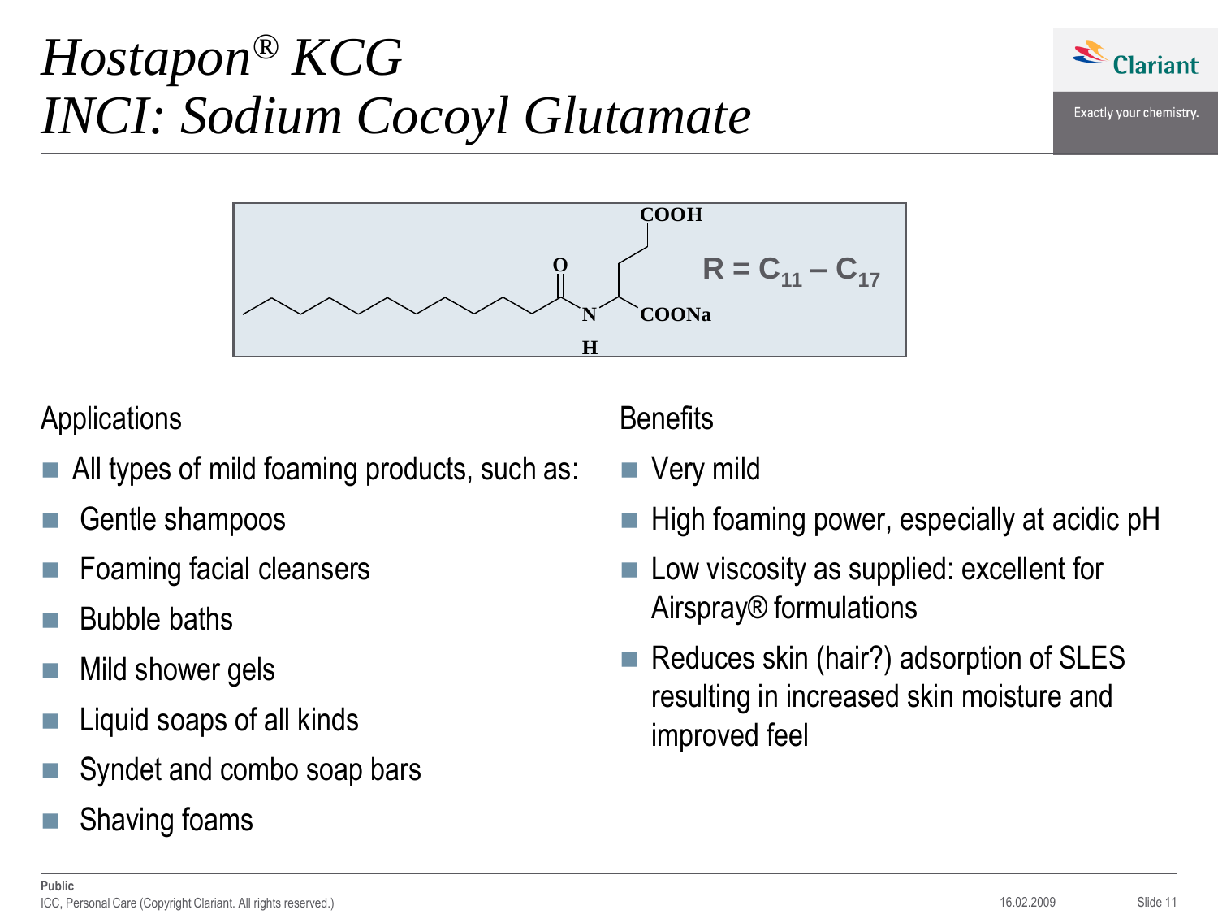# *Hostapon® KCG*
# *INCI: Sodium Cocoyl Glutamate*

COOH

O

N

H

COONa

$R = C_{11} - C_{17}$

## Applications

- All types of mild foaming products, such as:
- Gentle shampoos
- Foaming facial cleansers
- Bubble baths
- Mild shower gels
- Liquid soaps of all kinds
- Syndet and combo soap bars
- Shaving foams

## Benefits

- Very mild
- High foaming power, especially at acidic pH
- Low viscosity as supplied: excellent for Airspray® formulations
- Reduces skin (hair?) adsorption of SLES resulting in increased skin moisture and improved feel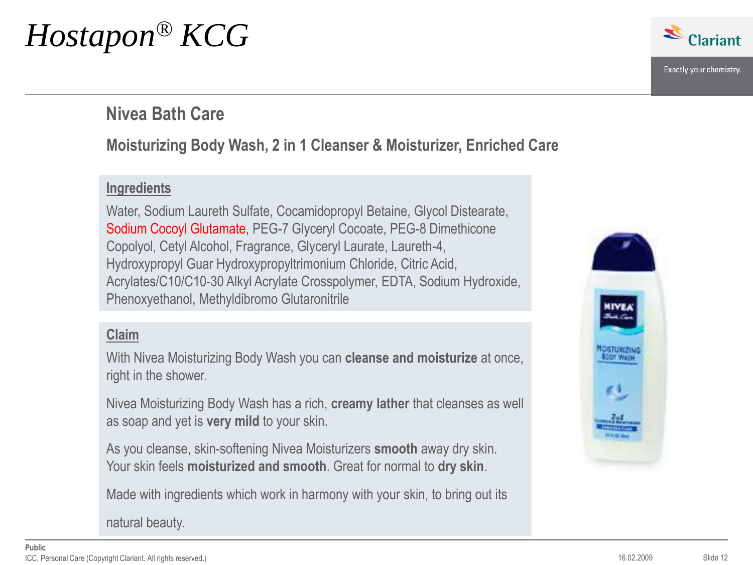# Hostapon® KCG

## Nivea Bath Care

### Moisturizing Body Wash, 2 in 1 Cleanser & Moisturizer, Enriched Care

**Ingredients**

Water, Sodium Laureth Sulfate, Cocamidopropyl Betaine, Glycol Distearate, Sodium Cocoyl Glutamate, PEG-7 Glyceryl Cocoate, PEG-8 Dimethicone Copolyol, Cetyl Alcohol, Fragrance, Glyceryl Laurate, Laureth-4, Hydroxypropyl Guar Hydroxypropyltrimonium Chloride, Citric Acid, Acrylates/C10/C10-30 Alkyl Acrylate Crosspolymer, EDTA, Sodium Hydroxide, Phenoxyethanol, Methyldibromo Glutaronitrile

**Claim**

With Nivea Moisturizing Body Wash you can **cleanse and moisturize** at once, right in the shower.

Nivea Moisturizing Body Wash has a rich, **creamy lather** that cleanses as well as soap and yet is **very mild** to your skin.

As you cleanse, skin-softening Nivea Moisturizers **smooth** away dry skin. Your skin feels **moisturized and smooth**. Great for normal to **dry skin**.

Made with ingredients which work in harmony with your skin, to bring out its natural beauty.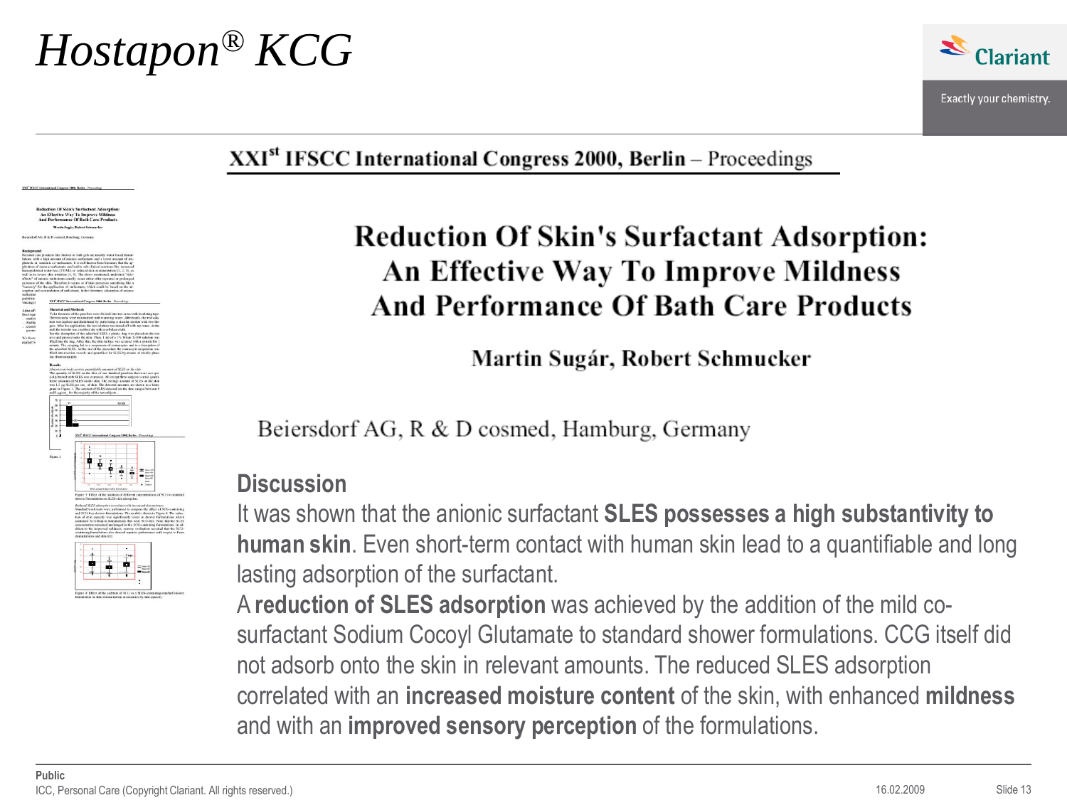# Hostapon® KCG

XXI[st] IFSCC International Congress 2000, Berlin – Proceedings

## Reduction Of Skin's Surfactant Adsorption: An Effective Way To Improve Mildness And Performance Of Bath Care Products

**Martin Sugár, Robert Schmucker**

Beiersdorf AG, R & D cosmed, Hamburg, Germany

### Discussion

It was shown that the anionic surfactant **SLES possesses a high substantivity to human skin**. Even short-term contact with human skin lead to a quantifiable and long lasting adsorption of the surfactant.

A **reduction of SLES adsorption** was achieved by the addition of the mild co-surfactant Sodium Cocoyl Glutamate to standard shower formulations. CCG itself did not adsorb onto the skin in relevant amounts. The reduced SLES adsorption correlated with an **increased moisture content** of the skin, with enhanced **mildness** and with an **improved sensory perception** of the formulations.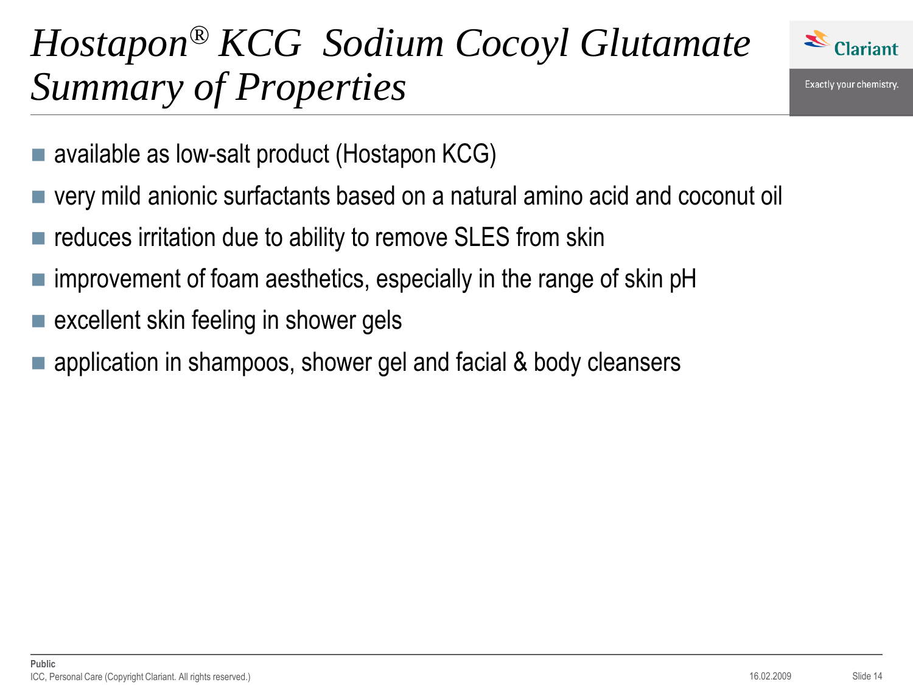# *Hostapon® KCG Sodium Cocoyl Glutamate Summary of Properties*

- available as low-salt product (Hostapon KCG)
- very mild anionic surfactants based on a natural amino acid and coconut oil
- reduces irritation due to ability to remove SLES from skin
- improvement of foam aesthetics, especially in the range of skin pH
- excellent skin feeling in shower gels
- application in shampoos, shower gel and facial & body cleansers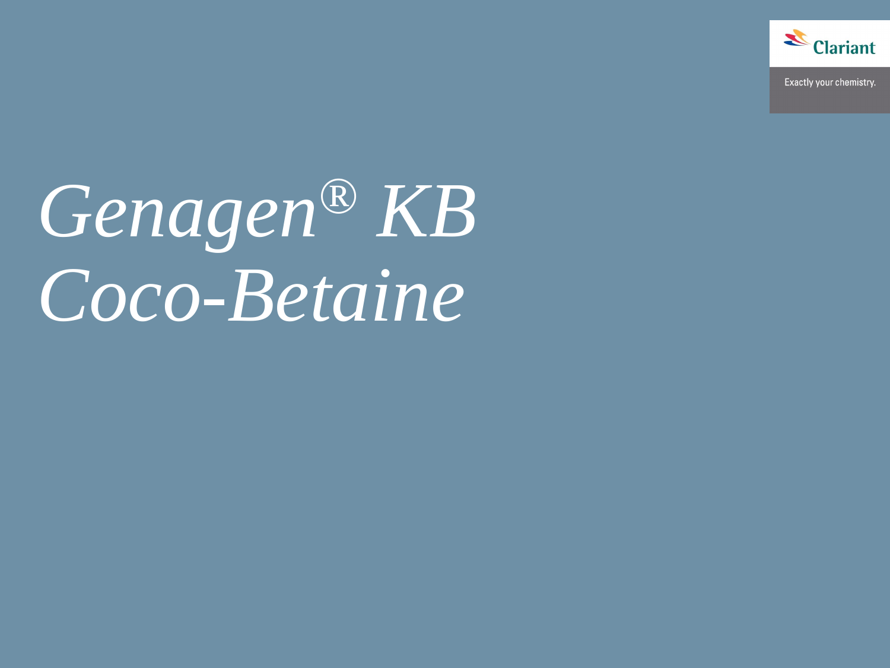# *Genagen® KB Coco-Betaine*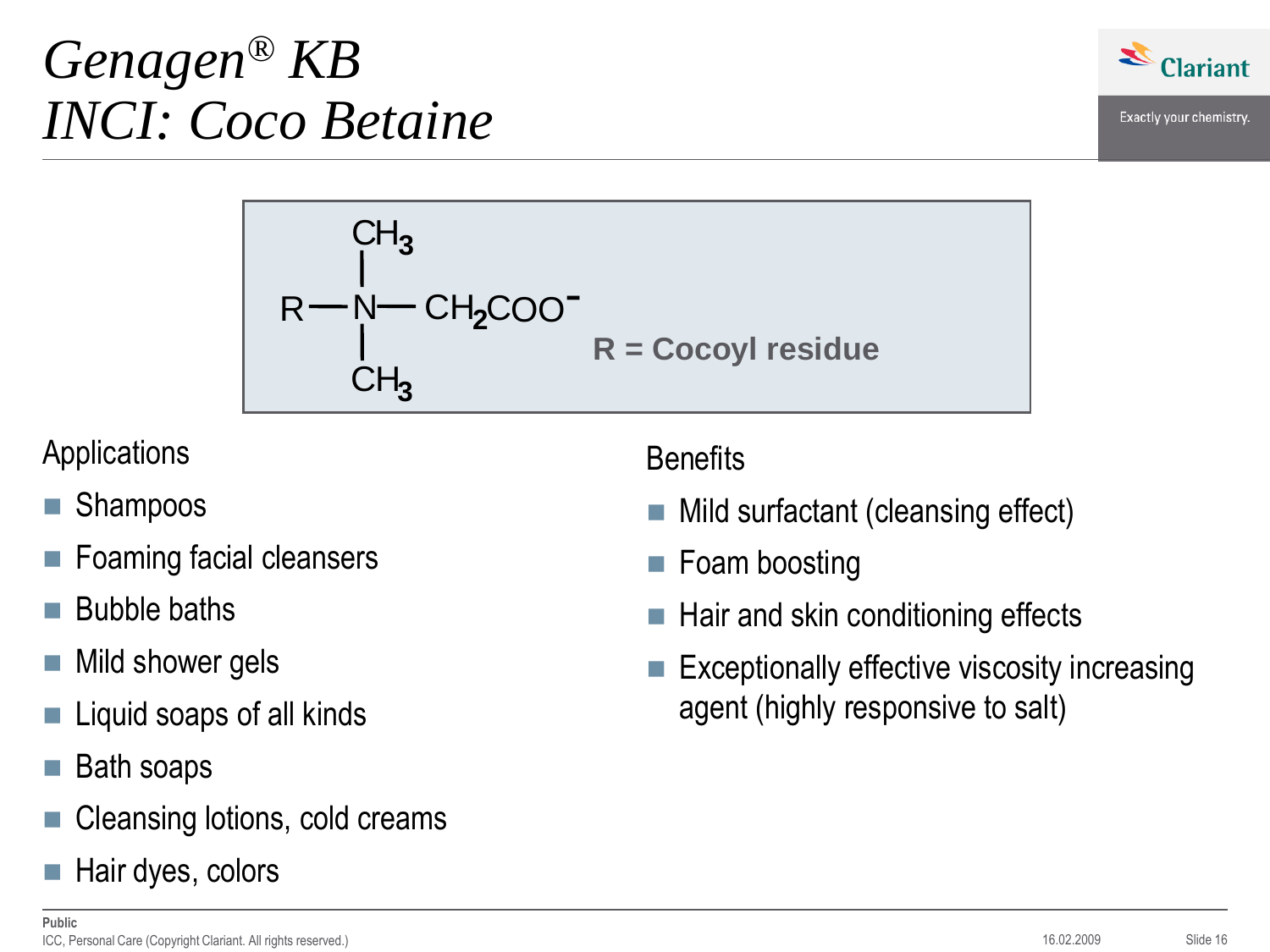# *Genagen® KB*
# *INCI: Coco Betaine*

$$
R-N^{+}(CH_3)_2-CH_2COO^-
$$

**R = Cocoyl residue**

Applications

- Shampoos
- Foaming facial cleansers
- Bubble baths
- Mild shower gels
- Liquid soaps of all kinds
- Bath soaps
- Cleansing lotions, cold creams
- Hair dyes, colors

Benefits

- Mild surfactant (cleansing effect)
- Foam boosting
- Hair and skin conditioning effects
- Exceptionally effective viscosity increasing agent (highly responsive to salt)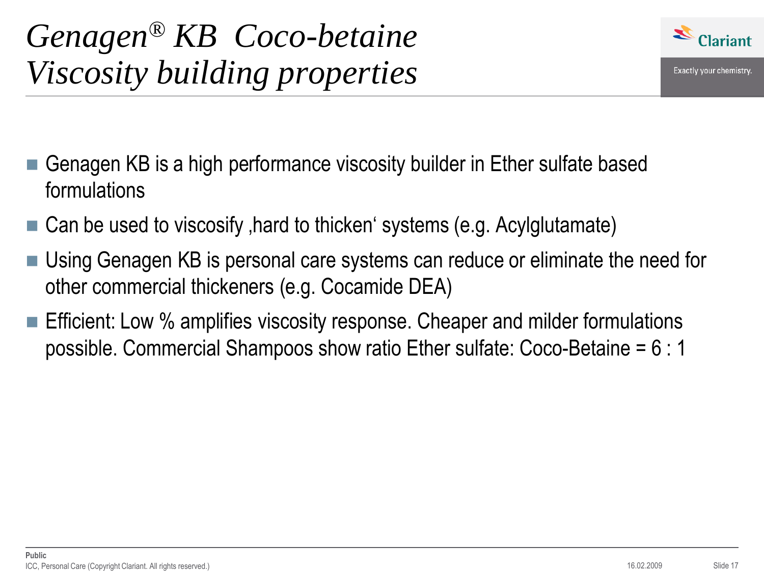# *Genagen® KB Coco-betaine Viscosity building properties*

- Genagen KB is a high performance viscosity builder in Ether sulfate based formulations
- Can be used to viscosify ‚hard to thicken‘ systems (e.g. Acylglutamate)
- Using Genagen KB is personal care systems can reduce or eliminate the need for other commercial thickeners (e.g. Cocamide DEA)
- Efficient: Low % amplifies viscosity response. Cheaper and milder formulations possible. Commercial Shampoos show ratio Ether sulfate: Coco-Betaine = 6 : 1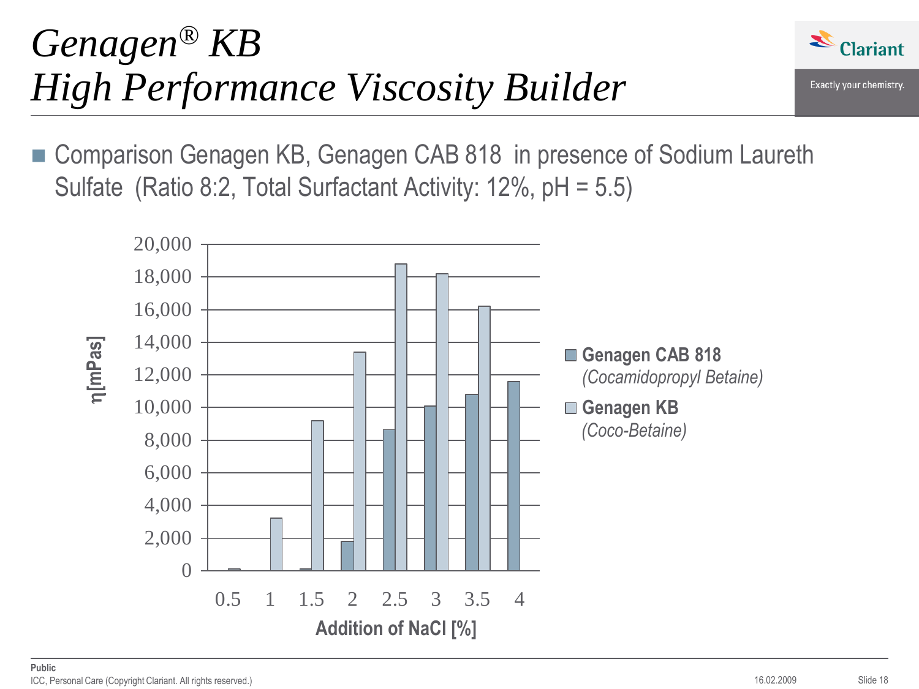# Genagen® KB
# High Performance Viscosity Builder

- Comparison Genagen KB, Genagen CAB 818 in presence of Sodium Laureth Sulfate (Ratio 8:2, Total Surfactant Activity: 12%, pH = 5.5)

η[mPas]

20,000
18,000
16,000
14,000
12,000
10,000
8,000
6,000
4,000
2,000
0

0.5 1 1.5 2 2.5 3 3.5 4

Addition of NaCl [%]

**Genagen CAB 818**
*(Cocamidopropyl Betaine)*

**Genagen KB**
*(Coco-Betaine)*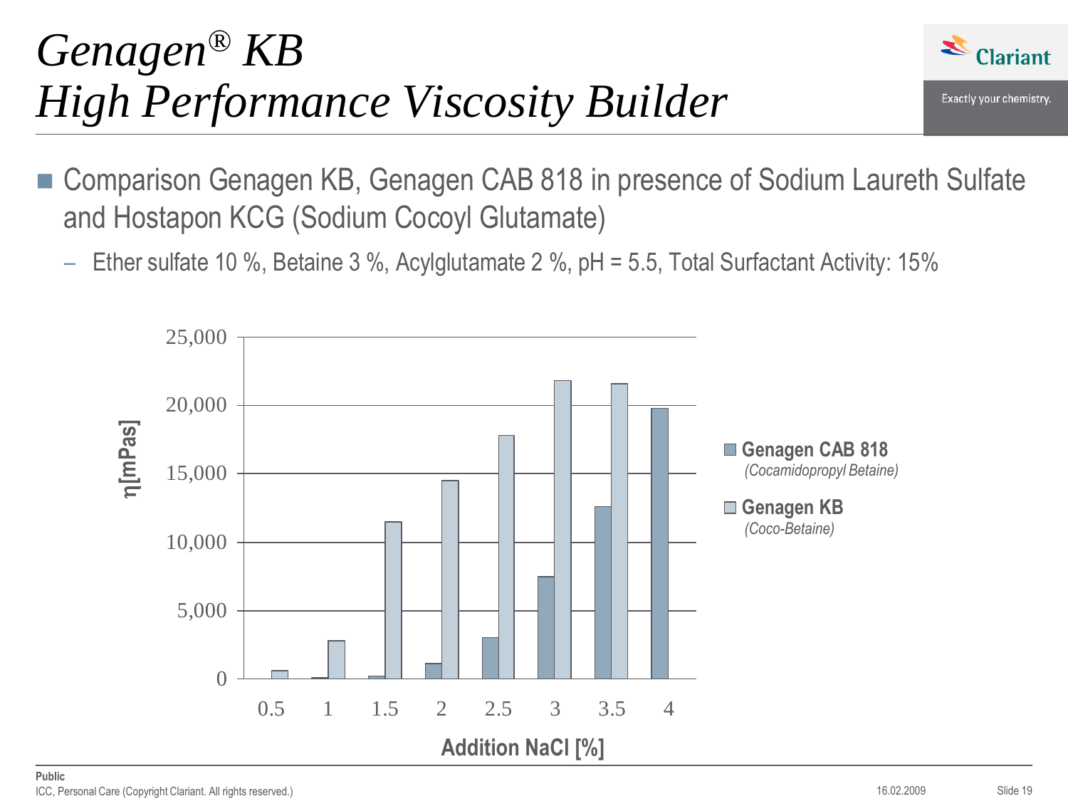# *Genagen® KB*
# *High Performance Viscosity Builder*

- Comparison Genagen KB, Genagen CAB 818 in presence of Sodium Laureth Sulfate and Hostapon KCG (Sodium Cocoyl Glutamate)
  - Ether sulfate 10 %, Betaine 3 %, Acylglutamate 2 %, pH = 5.5, Total Surfactant Activity: 15%

η[mPas]

25,000
20,000
15,000
10,000
5,000
0

0.5 1 1.5 2 2.5 3 3.5 4

Addition NaCl [%]

**Genagen CAB 818**
*(Cocamidopropyl Betaine)*

**Genagen KB**
*(Coco-Betaine)*

**Public**
ICC, Personal Care (Copyright Clariant. All rights reserved.)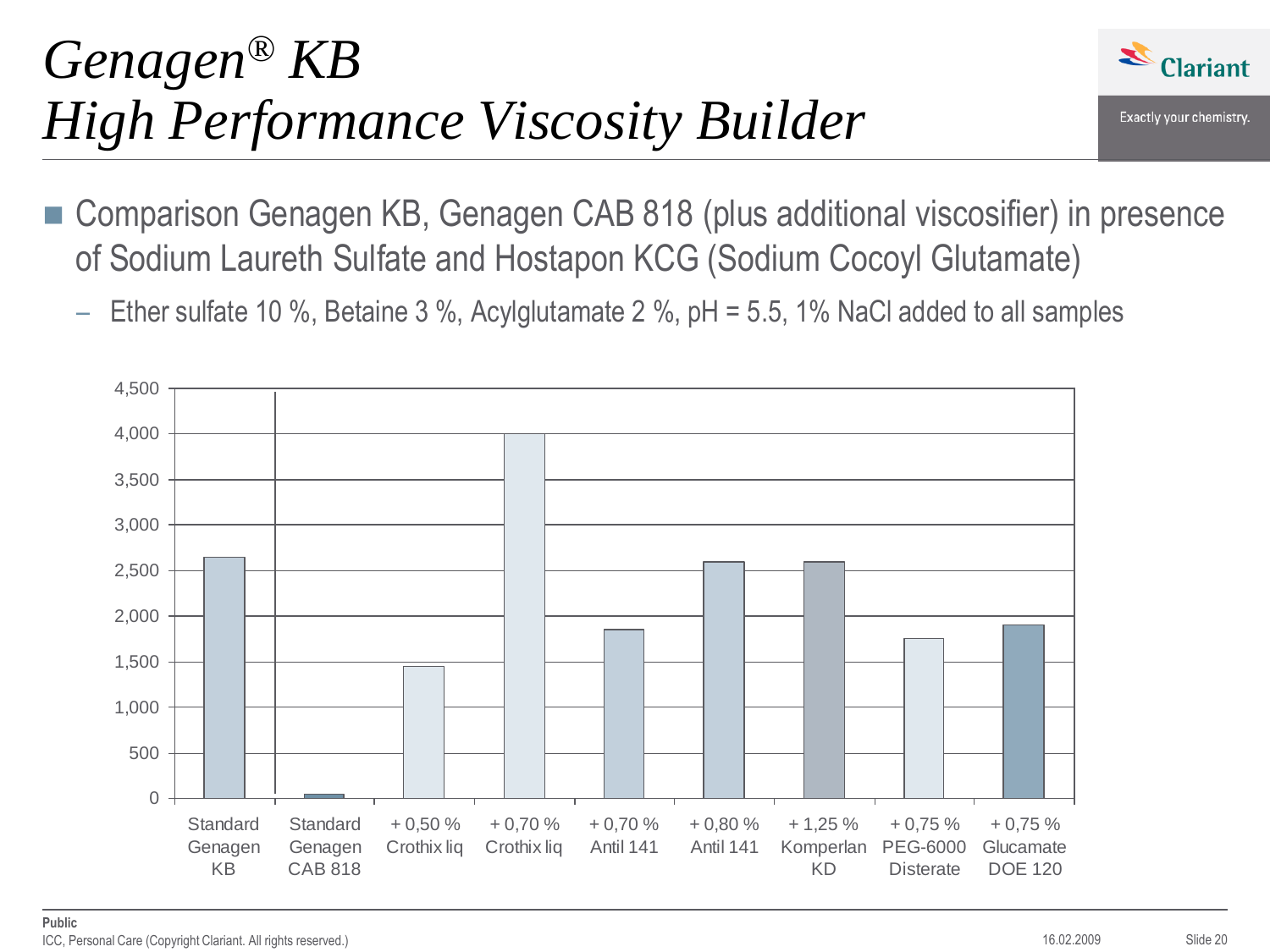# *Genagen® KB*
# *High Performance Viscosity Builder*

- Comparison Genagen KB, Genagen CAB 818 (plus additional viscosifier) in presence of Sodium Laureth Sulfate and Hostapon KCG (Sodium Cocoyl Glutamate)
  - Ether sulfate 10 %, Betaine 3 %, Acylglutamate 2 %, pH = 5.5, 1% NaCl added to all samples

| Sample | Viscosity (approx.) |
|---|---|
| Standard Genagen KB | 2,650 |
| Standard Genagen CAB 818 | 50 |
| + 0,50 % Crothix liq | 1,450 |
| + 0,70 % Crothix liq | 4,000 |
| + 0,70 % Antil 141 | 1,850 |
| + 0,80 % Antil 141 | 2,600 |
| + 1,25 % Komperlan KD | 2,600 |
| + 0,75 % PEG-6000 Disterate | 1,750 |
| + 0,75 % Glucamate DOE 120 | 1,900 |

Public
ICC, Personal Care (Copyright Clariant. All rights reserved.)
16.02.2009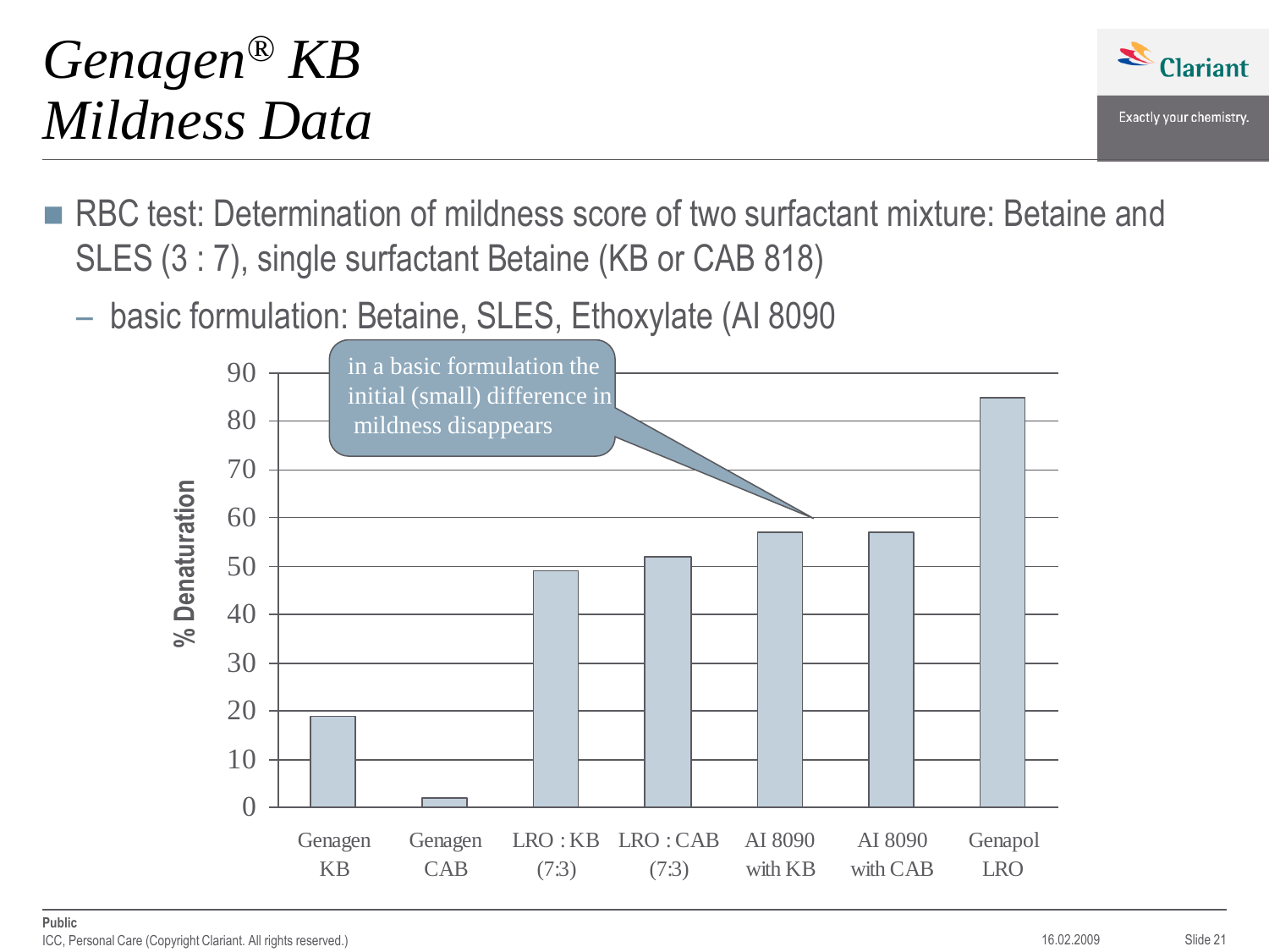# *Genagen® KB Mildness Data*

- RBC test: Determination of mildness score of two surfactant mixture: Betaine and SLES (3 : 7), single surfactant Betaine (KB or CAB 818)
  - basic formulation: Betaine, SLES, Ethoxylate (AI 8090

in a basic formulation the initial (small) difference in mildness disappears

% Denaturation

| Sample | % Denaturation |
| --- | --- |
| Genagen KB | ~19 |
| Genagen CAB | ~2 |
| LRO : KB (7:3) | ~49 |
| LRO : CAB (7:3) | ~52 |
| AI 8090 with KB | ~57 |
| AI 8090 with CAB | ~57 |
| Genapol LRO | ~85 |

**Public**

ICC, Personal Care (Copyright Clariant. All rights reserved.)

16.02.2009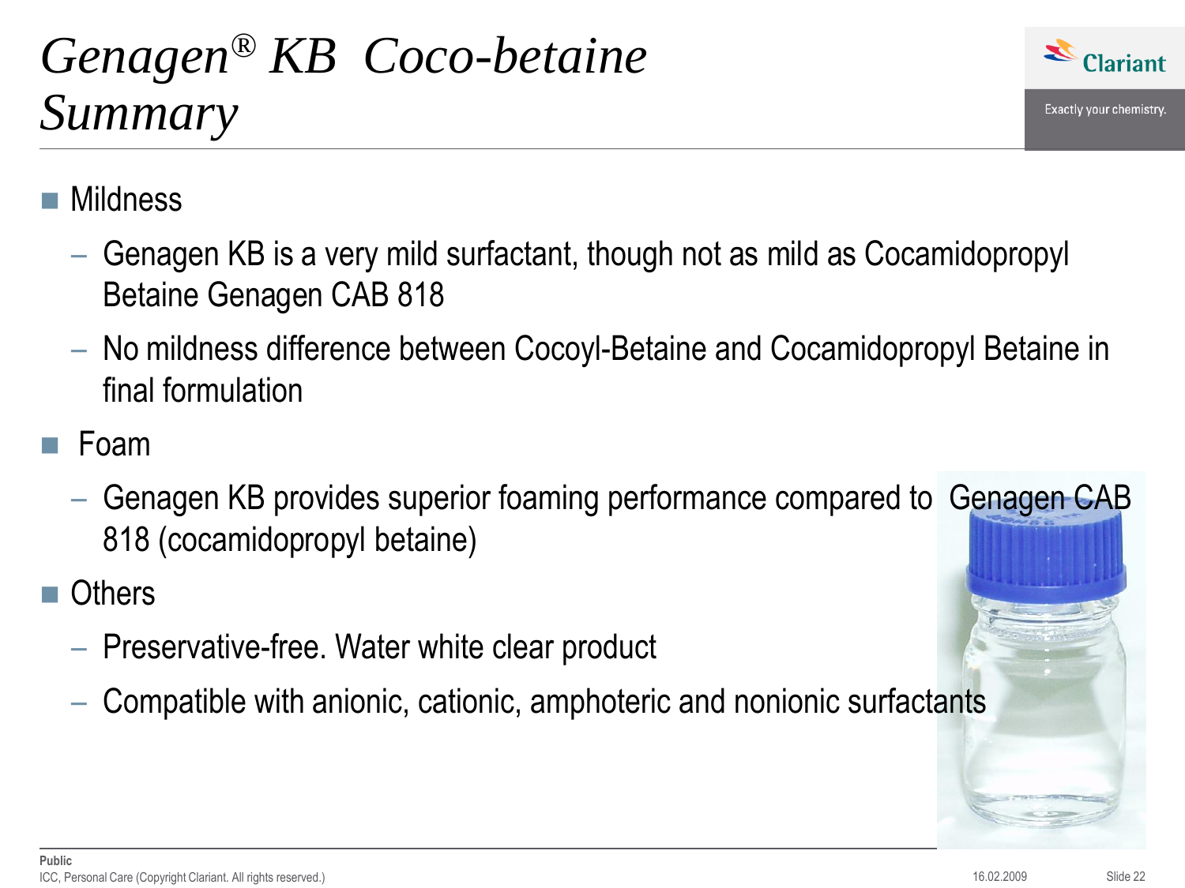# *Genagen® KB Coco-betaine Summary*

- Mildness
  - Genagen KB is a very mild surfactant, though not as mild as Cocamidopropyl Betaine Genagen CAB 818
  - No mildness difference between Cocoyl-Betaine and Cocamidopropyl Betaine in final formulation
- Foam
  - Genagen KB provides superior foaming performance compared to Genagen CAB 818 (cocamidopropyl betaine)
- Others
  - Preservative-free. Water white clear product
  - Compatible with anionic, cationic, amphoteric and nonionic surfactants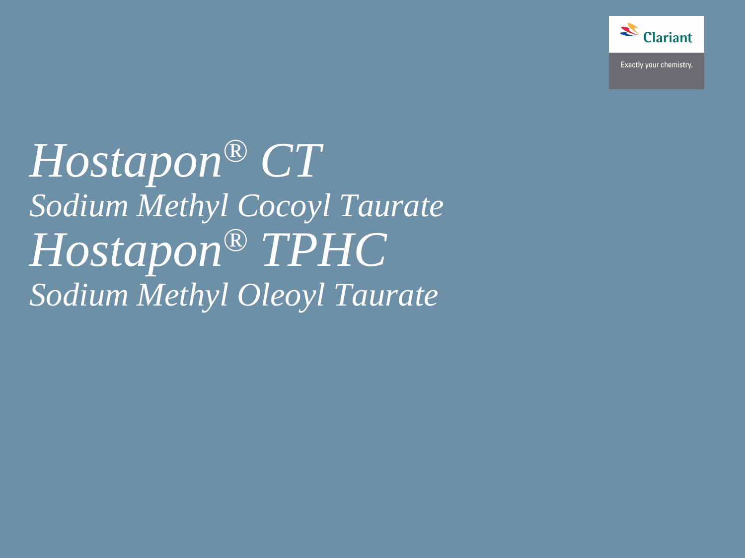# *Hostapon® CT*

## *Sodium Methyl Cocoyl Taurate*

# *Hostapon® TPHC*

## *Sodium Methyl Oleoyl Taurate*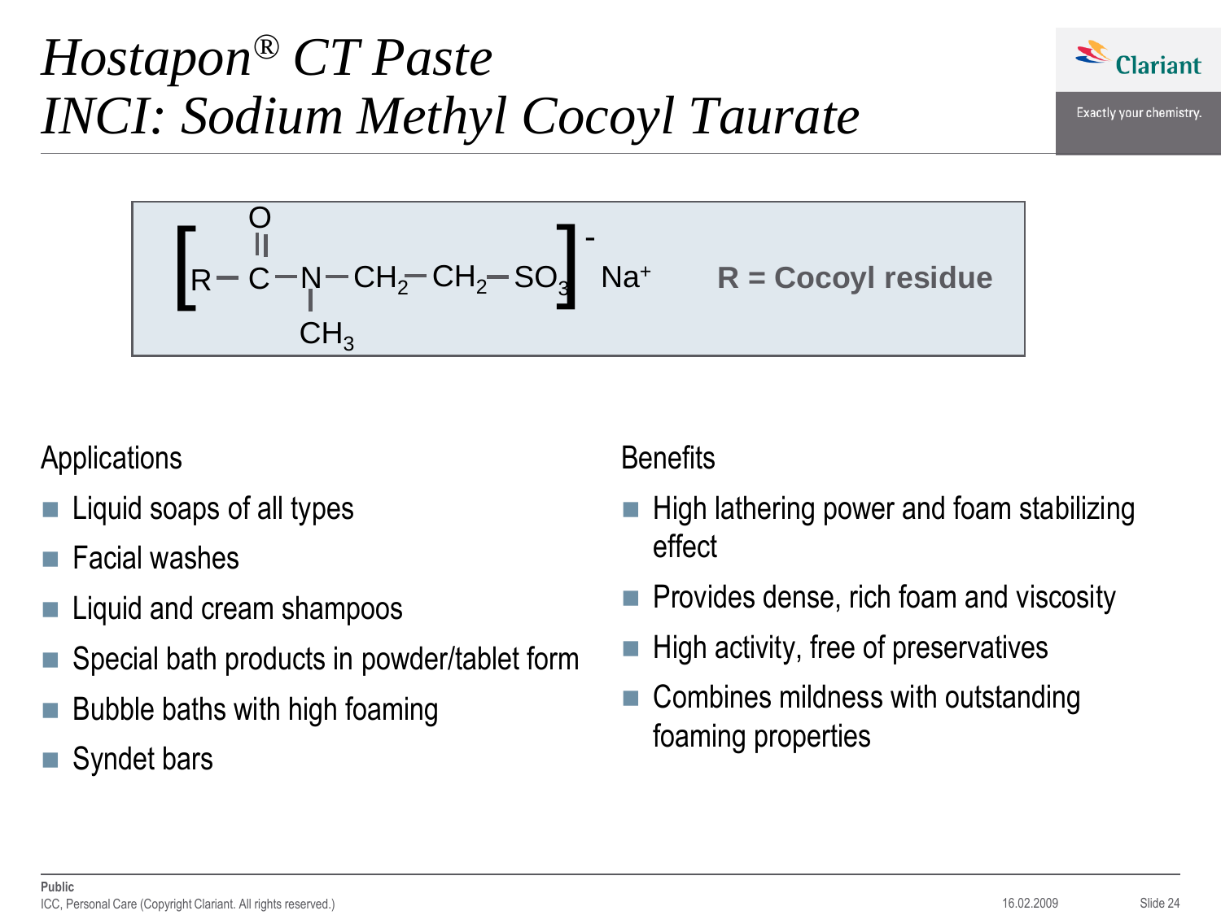# Hostapon® CT Paste
# INCI: Sodium Methyl Cocoyl Taurate

$$\left[ R-\underset{\displaystyle \|}{\overset{\displaystyle O}{}}C-\underset{\displaystyle CH_3}{N}-CH_2-CH_2-SO_3 \right]^- Na^+$$

**R = Cocoyl residue**

Applications

- Liquid soaps of all types
- Facial washes
- Liquid and cream shampoos
- Special bath products in powder/tablet form
- Bubble baths with high foaming
- Syndet bars

Benefits

- High lathering power and foam stabilizing effect
- Provides dense, rich foam and viscosity
- High activity, free of preservatives
- Combines mildness with outstanding foaming properties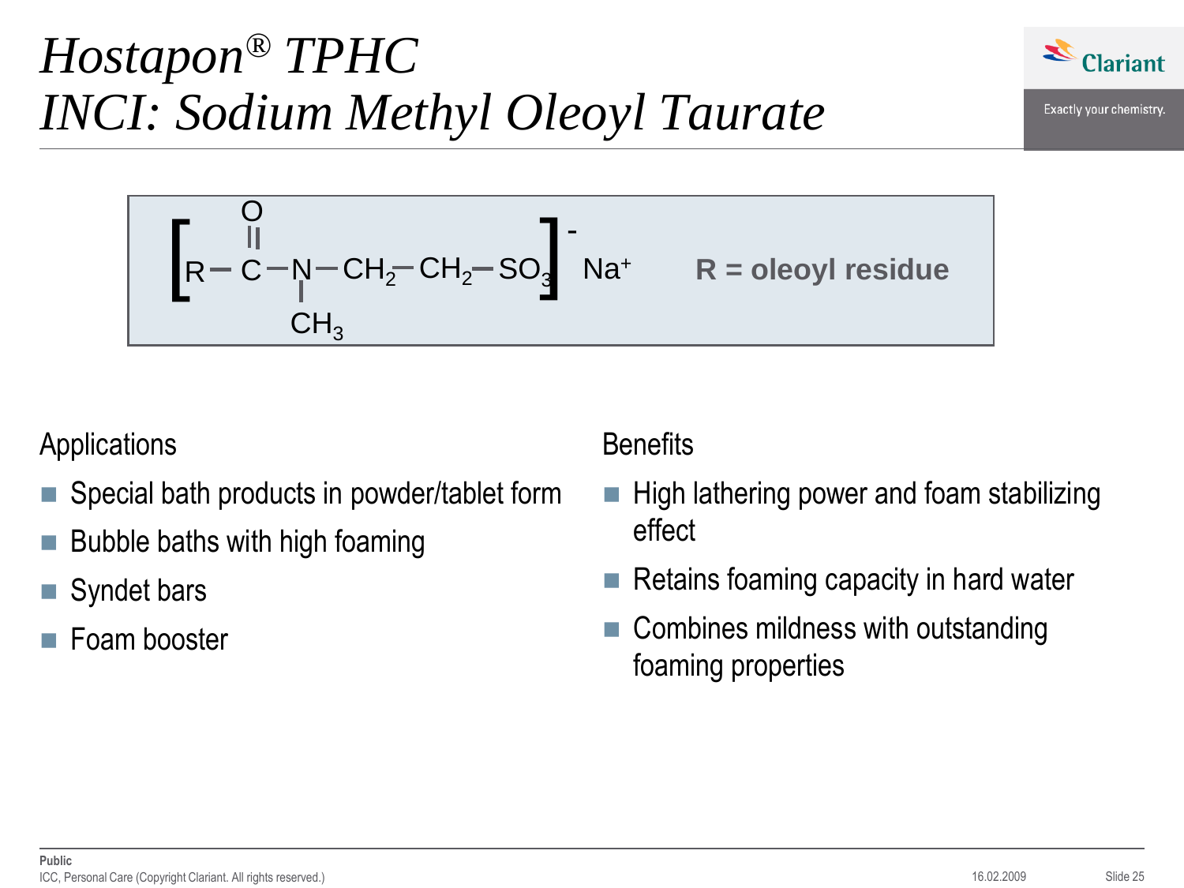# *Hostapon® TPHC*
# *INCI: Sodium Methyl Oleoyl Taurate*

$$\left[ R-\overset{\overset{\large O}{\|}}{C}-\underset{\underset{\large CH_3}{|}}{N}-CH_2-CH_2-SO_3 \right]^- Na^+$$

**R = oleoyl residue**

Applications

- Special bath products in powder/tablet form
- Bubble baths with high foaming
- Syndet bars
- Foam booster

Benefits

- High lathering power and foam stabilizing effect
- Retains foaming capacity in hard water
- Combines mildness with outstanding foaming properties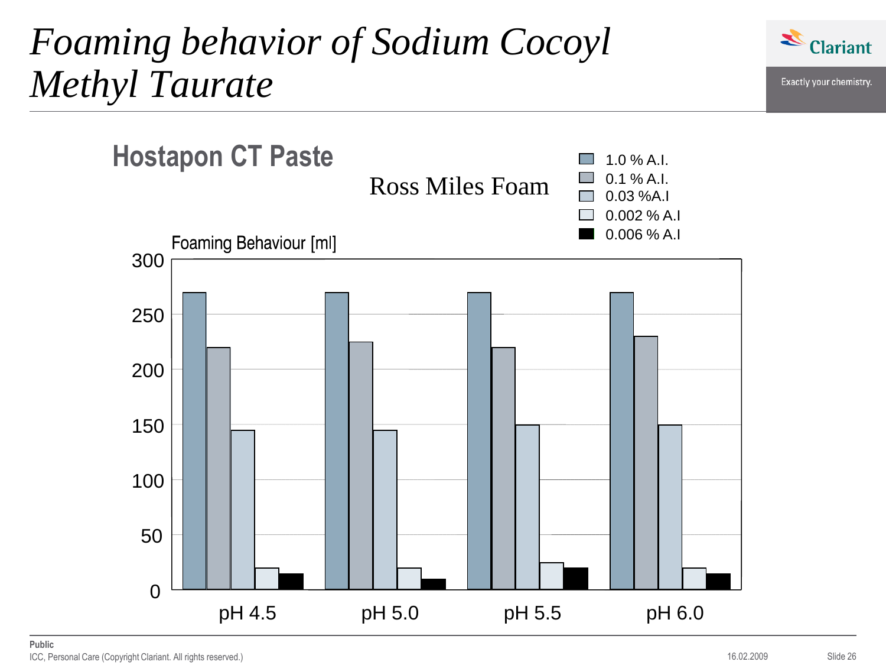# Foaming behavior of Sodium Cocoyl Methyl Taurate

## Hostapon CT Paste

Ross Miles Foam

Foaming Behaviour [ml]

| | 1.0 % A.I. | 0.1 % A.I. | 0.03 %A.I | 0.002 % A.I | 0.006 % A.I |
|---|---|---|---|---|---|
| pH 4.5 | 270 | 220 | 145 | 20 | 15 |
| pH 5.0 | 270 | 225 | 145 | 20 | 10 |
| pH 5.5 | 270 | 220 | 150 | 25 | 20 |
| pH 6.0 | 270 | 230 | 150 | 20 | 15 |

Public

ICC, Personal Care (Copyright Clariant. All rights reserved.)

16.02.2009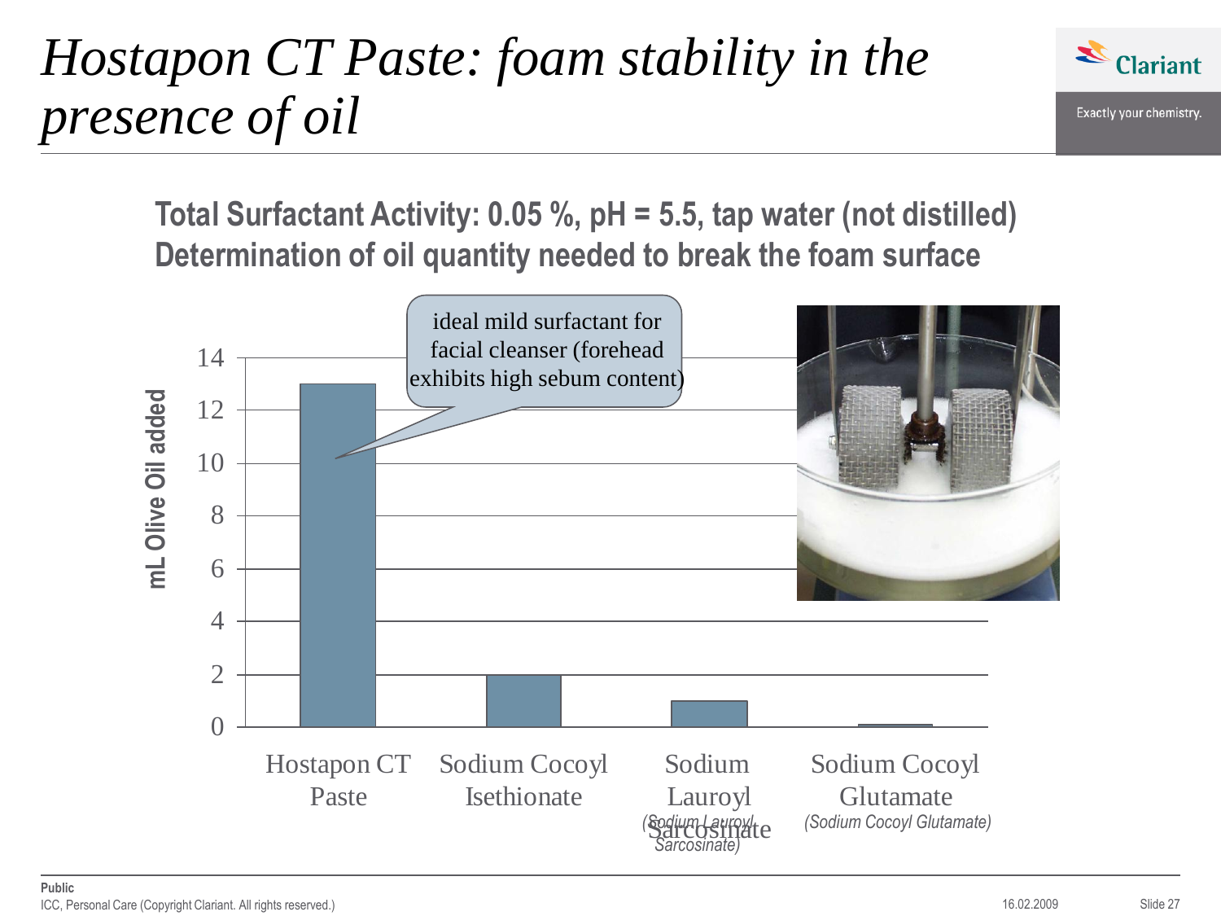# *Hostapon CT Paste: foam stability in the presence of oil*

**Total Surfactant Activity: 0.05 %, pH = 5.5, tap water (not distilled)**
**Determination of oil quantity needed to break the foam surface**

| Surfactant | mL Olive Oil added |
|---|---|
| Hostapon CT Paste | 13 |
| Sodium Cocoyl Isethionate | 2 |
| Sodium Lauroyl Sarcosinate *(Sodium Lauroyl Sarcosinate)* | 1 |
| Sodium Cocoyl Glutamate *(Sodium Cocoyl Glutamate)* | ~0 |

ideal mild surfactant for facial cleanser (forehead exhibits high sebum content)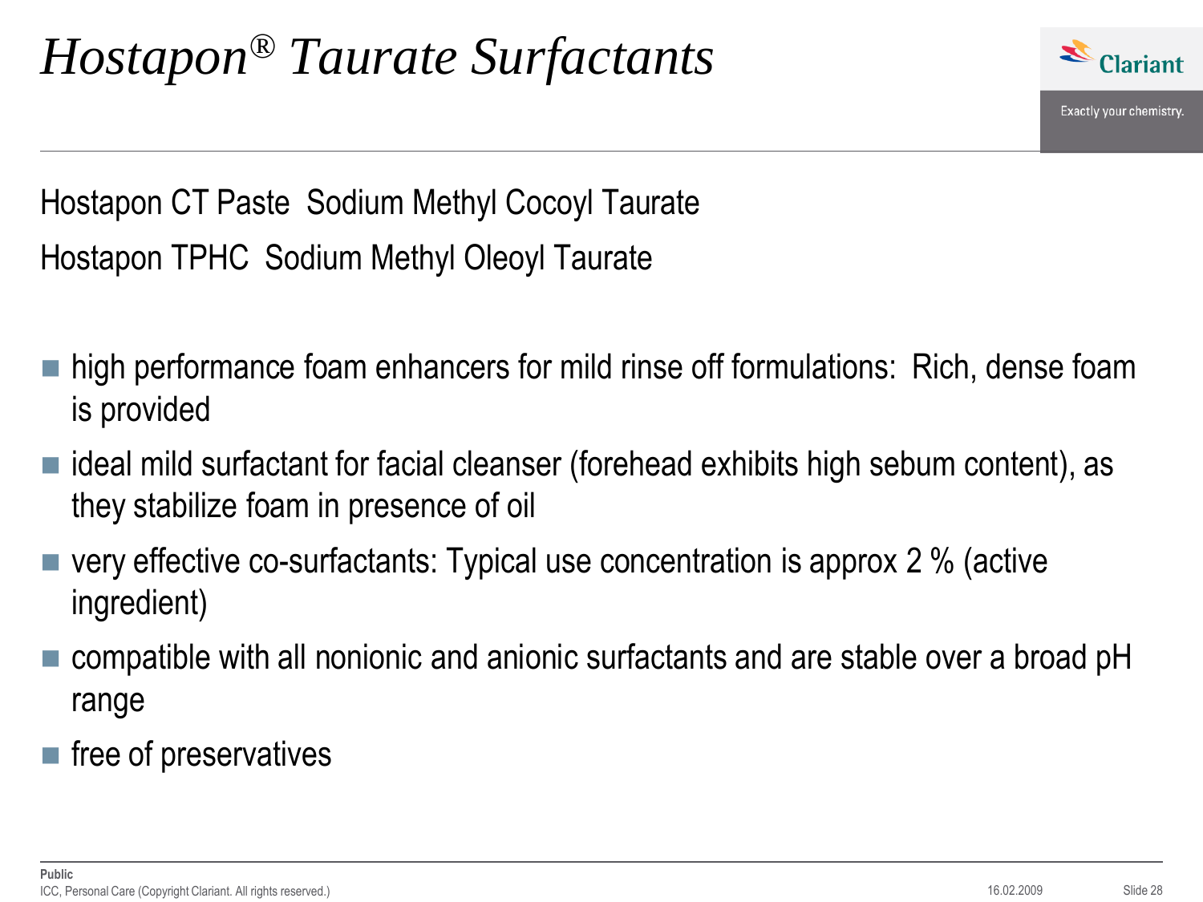# *Hostapon® Taurate Surfactants*

Hostapon CT Paste  Sodium Methyl Cocoyl Taurate

Hostapon TPHC  Sodium Methyl Oleoyl Taurate

- high performance foam enhancers for mild rinse off formulations:  Rich, dense foam is provided
- ideal mild surfactant for facial cleanser (forehead exhibits high sebum content), as they stabilize foam in presence of oil
- very effective co-surfactants: Typical use concentration is approx 2 % (active ingredient)
- compatible with all nonionic and anionic surfactants and are stable over a broad pH range
- free of preservatives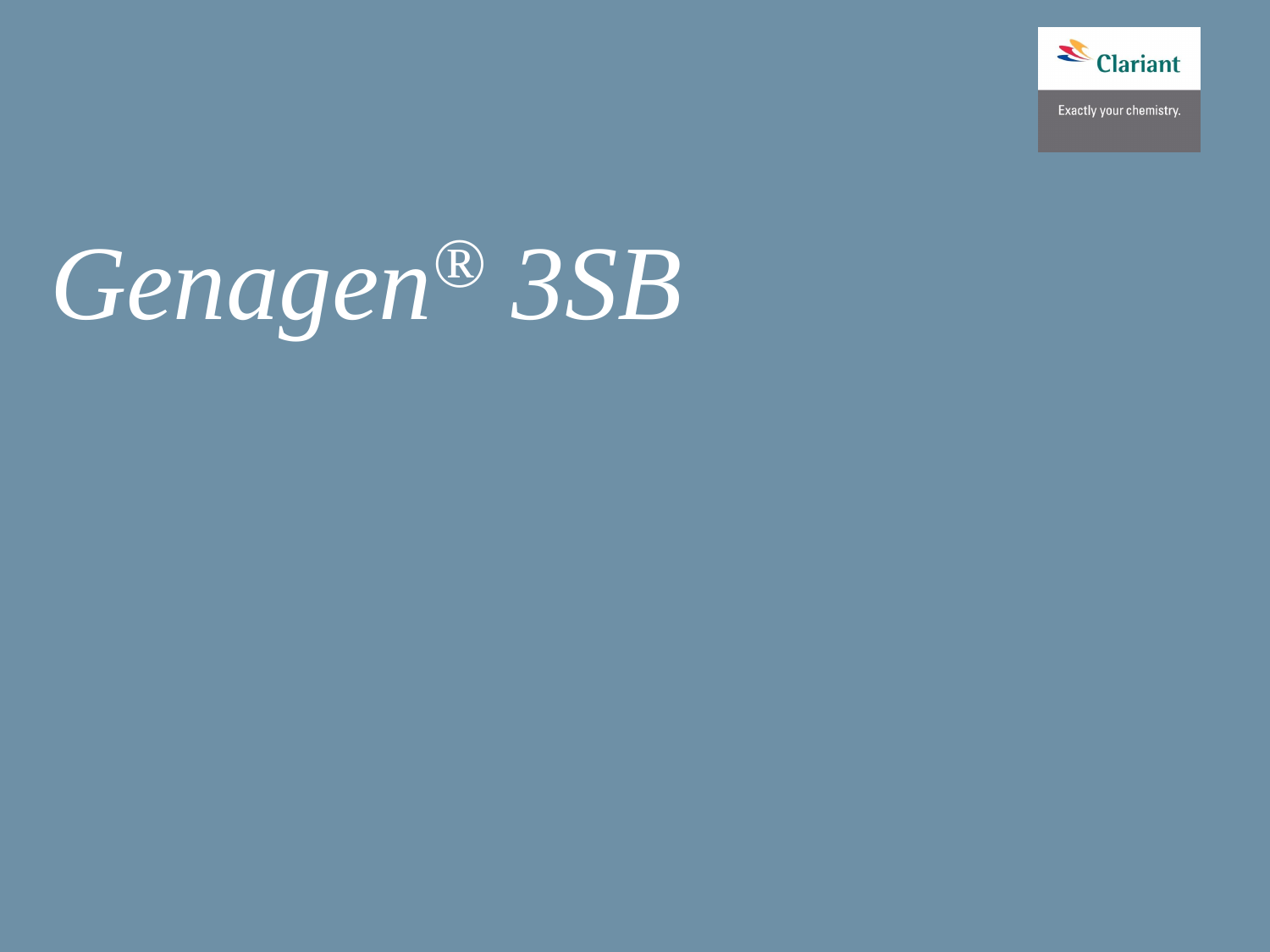Clariant

Exactly your chemistry.

# *Genagen® 3SB*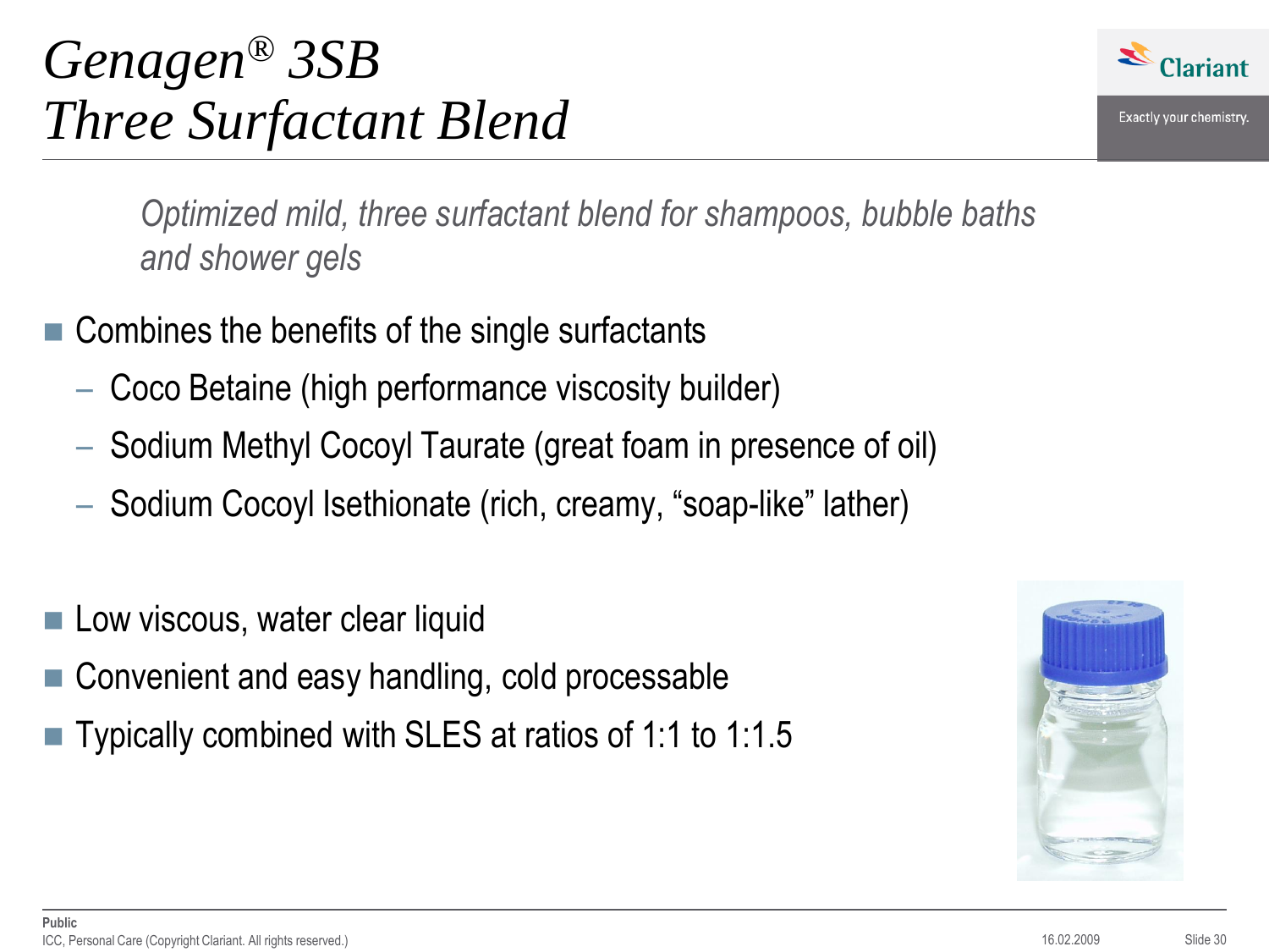# *Genagen® 3SB Three Surfactant Blend*

*Optimized mild, three surfactant blend for shampoos, bubble baths and shower gels*

- Combines the benefits of the single surfactants
  - Coco Betaine (high performance viscosity builder)
  - Sodium Methyl Cocoyl Taurate (great foam in presence of oil)
  - Sodium Cocoyl Isethionate (rich, creamy, "soap-like" lather)

- Low viscous, water clear liquid
- Convenient and easy handling, cold processable
- Typically combined with SLES at ratios of 1:1 to 1:1.5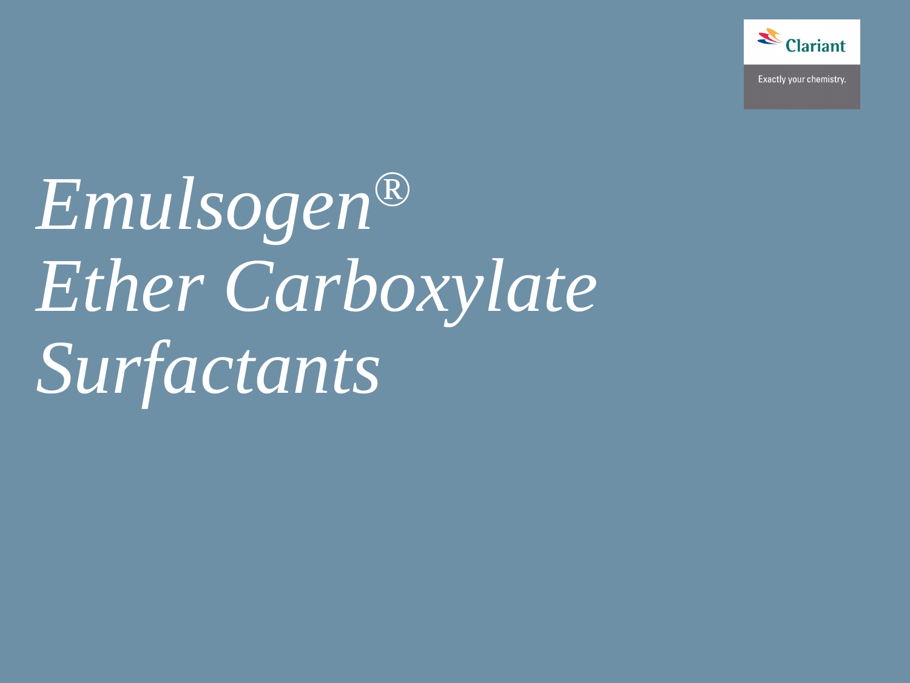Clariant

Exactly your chemistry.

# *Emulsogen® Ether Carboxylate Surfactants*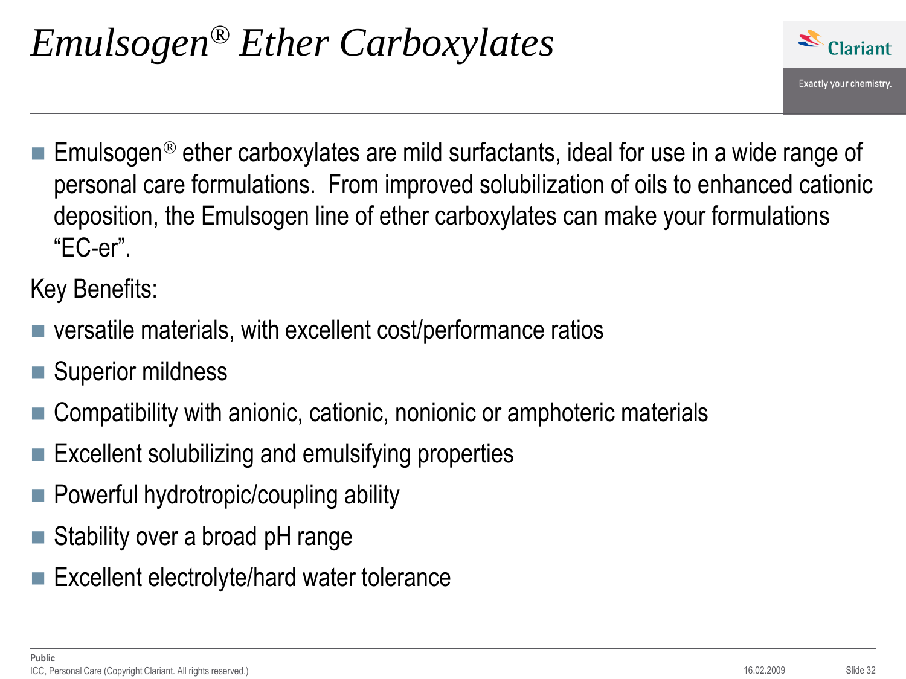# *Emulsogen® Ether Carboxylates*

- Emulsogen® ether carboxylates are mild surfactants, ideal for use in a wide range of personal care formulations. From improved solubilization of oils to enhanced cationic deposition, the Emulsogen line of ether carboxylates can make your formulations "EC-er".

Key Benefits:

- versatile materials, with excellent cost/performance ratios
- Superior mildness
- Compatibility with anionic, cationic, nonionic or amphoteric materials
- Excellent solubilizing and emulsifying properties
- Powerful hydrotropic/coupling ability
- Stability over a broad pH range
- Excellent electrolyte/hard water tolerance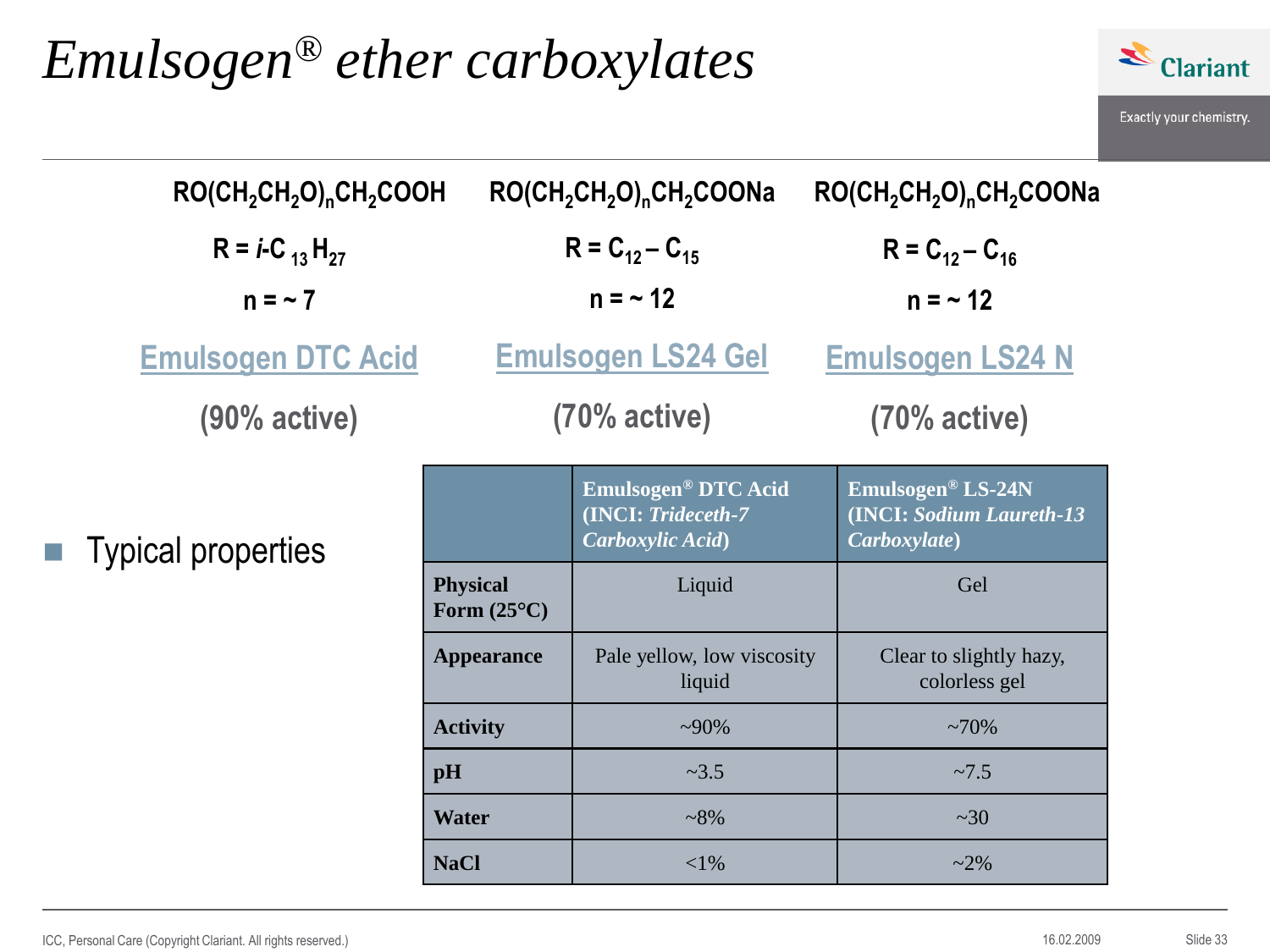# Emulsogen® ether carboxylates

| $RO(CH_2CH_2O)_nCH_2COOH$ | $RO(CH_2CH_2O)_nCH_2COONa$ | $RO(CH_2CH_2O)_nCH_2COONa$ |
|---|---|---|
| $R = i\text{-}C_{13}H_{27}$ | $R = C_{12} – C_{15}$ | $R = C_{12} – C_{16}$ |
| $n = \sim 7$ | $n = \sim 12$ | $n = \sim 12$ |
| Emulsogen DTC Acid | Emulsogen LS24 Gel | Emulsogen LS24 N |
| (90% active) | (70% active) | (70% active) |

- Typical properties

| | **Emulsogen® DTC Acid (INCI: *Trideceth-7 Carboxylic Acid*)** | **Emulsogen® LS-24N (INCI: *Sodium Laureth-13 Carboxylate*)** |
|---|---|---|
| **Physical Form (25°C)** | Liquid | Gel |
| **Appearance** | Pale yellow, low viscosity liquid | Clear to slightly hazy, colorless gel |
| **Activity** | ~90% | ~70% |
| **pH** | ~3.5 | ~7.5 |
| **Water** | ~8% | ~30 |
| **NaCl** | <1% | ~2% |

ICC, Personal Care (Copyright Clariant. All rights reserved.) 16.02.2009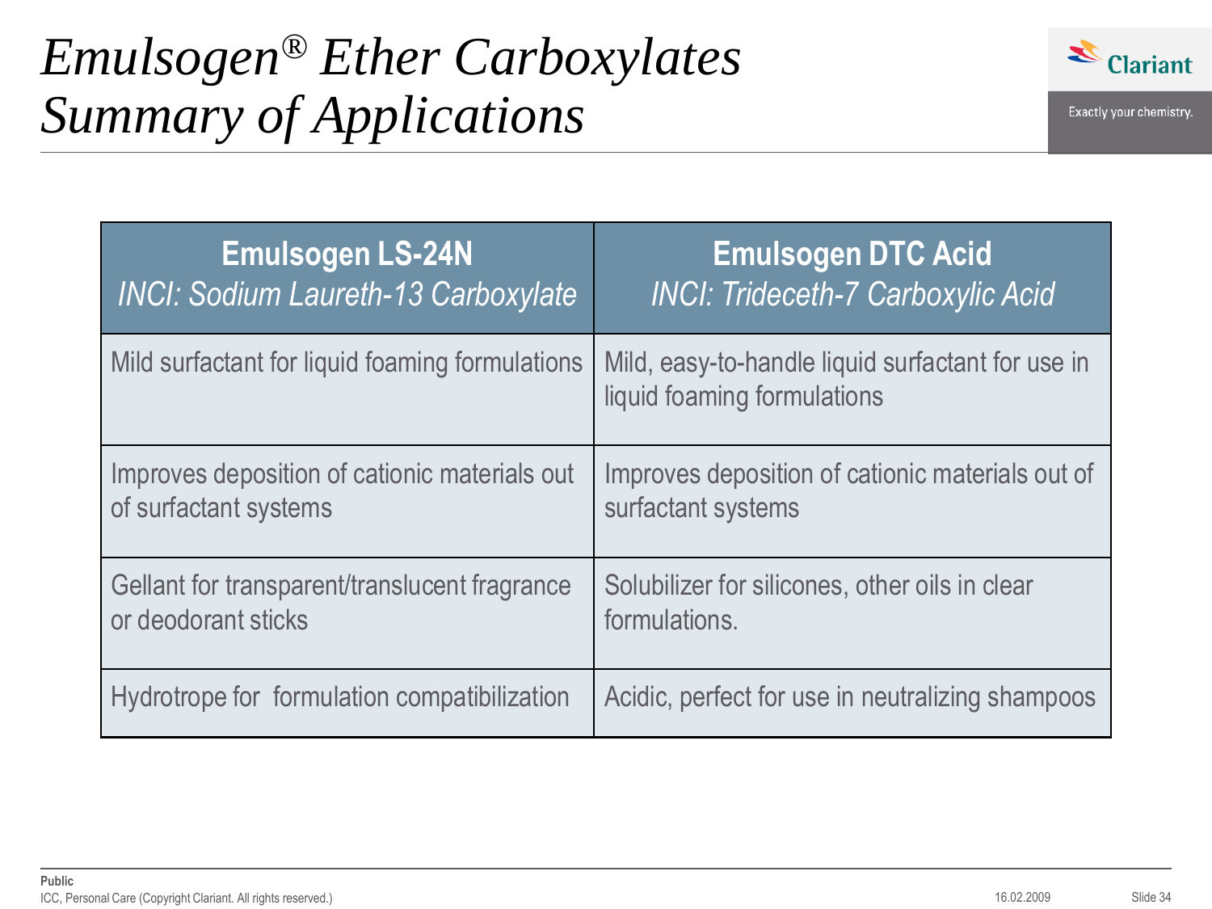# *Emulsogen® Ether Carboxylates Summary of Applications*

| **Emulsogen LS-24N** *INCI: Sodium Laureth-13 Carboxylate* | **Emulsogen DTC Acid** *INCI: Trideceth-7 Carboxylic Acid* |
|---|---|
| Mild surfactant for liquid foaming formulations | Mild, easy-to-handle liquid surfactant for use in liquid foaming formulations |
| Improves deposition of cationic materials out of surfactant systems | Improves deposition of cationic materials out of surfactant systems |
| Gellant for transparent/translucent fragrance or deodorant sticks | Solubilizer for silicones, other oils in clear formulations. |
| Hydrotrope for formulation compatibilization | Acidic, perfect for use in neutralizing shampoos |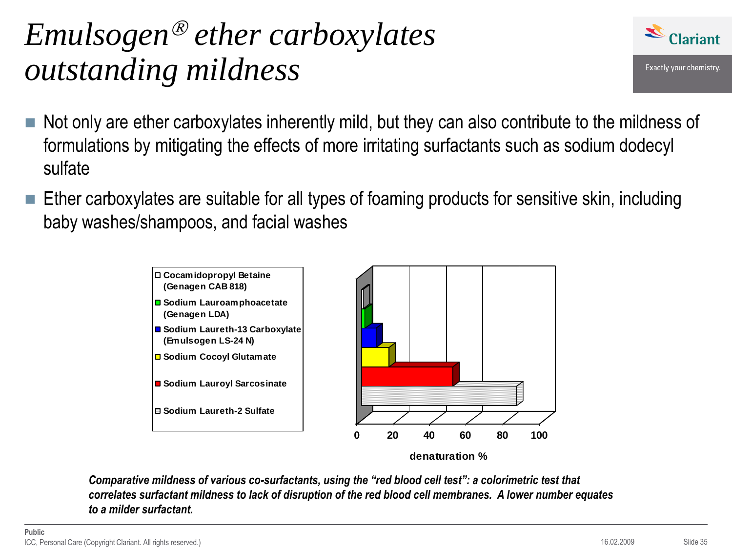# *Emulsogen® ether carboxylates outstanding mildness*

- Not only are ether carboxylates inherently mild, but they can also contribute to the mildness of formulations by mitigating the effects of more irritating surfactants such as sodium dodecyl sulfate
- Ether carboxylates are suitable for all types of foaming products for sensitive skin, including baby washes/shampoos, and facial washes

- Cocamidopropyl Betaine (Genagen CAB 818)
- Sodium Lauroamphoacetate (Genagen LDA)
- Sodium Laureth-13 Carboxylate (Emulsogen LS-24 N)
- Sodium Cocoyl Glutamate
- Sodium Lauroyl Sarcosinate
- Sodium Laureth-2 Sulfate

0 20 40 60 80 100

denaturation %

***Comparative mildness of various co-surfactants, using the "red blood cell test": a colorimetric test that correlates surfactant mildness to lack of disruption of the red blood cell membranes. A lower number equates to a milder surfactant.***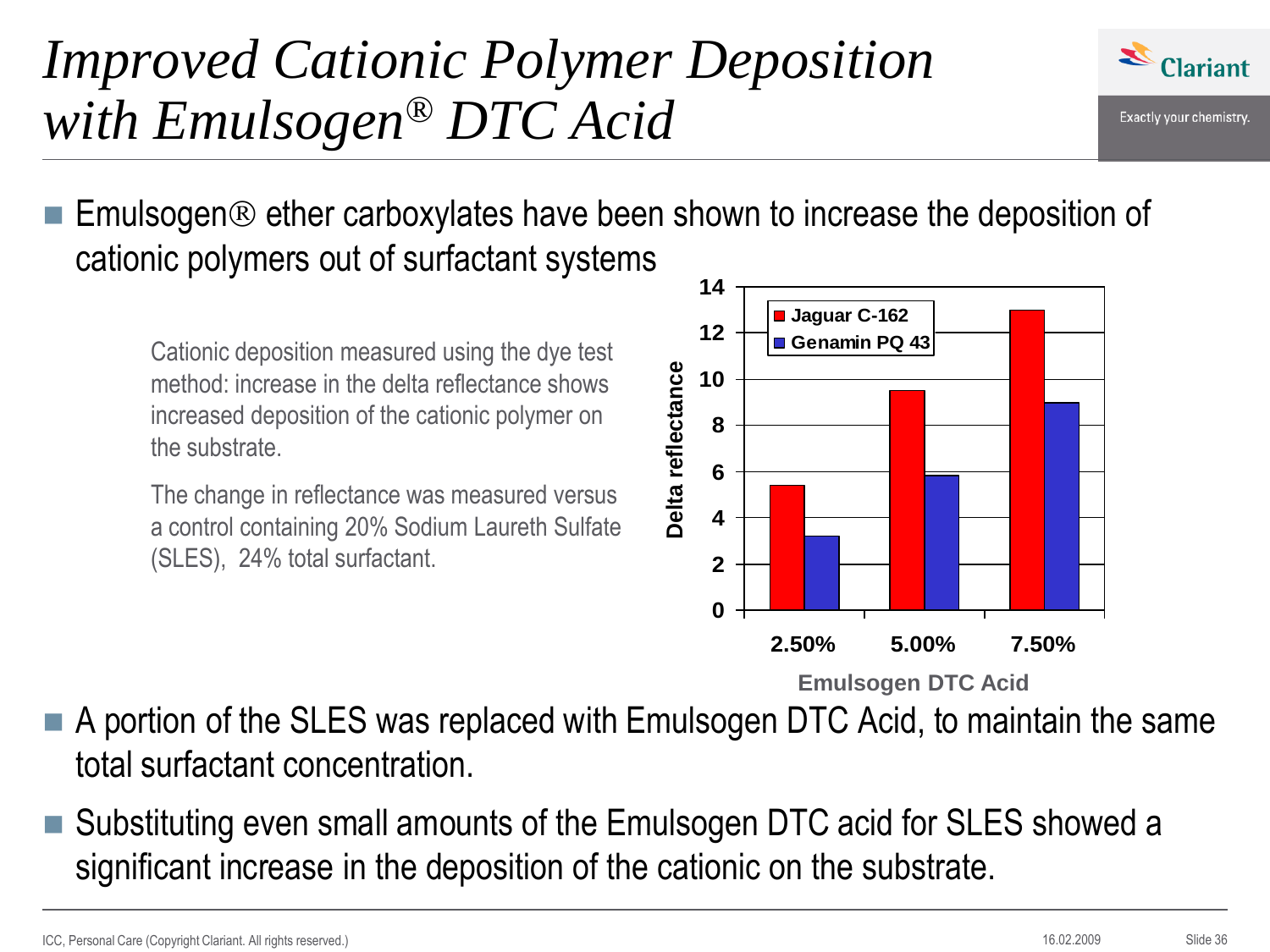# *Improved Cationic Polymer Deposition with Emulsogen® DTC Acid*

- Emulsogen® ether carboxylates have been shown to increase the deposition of cationic polymers out of surfactant systems

Cationic deposition measured using the dye test method: increase in the delta reflectance shows increased deposition of the cationic polymer on the substrate.

The change in reflectance was measured versus a control containing 20% Sodium Laureth Sulfate (SLES), 24% total surfactant.

| Emulsogen DTC Acid | Jaguar C-162 (Delta reflectance) | Genamin PQ 43 (Delta reflectance) |
|---|---|---|
| 2.50% | 5.4 | 3.2 |
| 5.00% | 9.5 | 5.8 |
| 7.50% | 13 | 9 |

- A portion of the SLES was replaced with Emulsogen DTC Acid, to maintain the same total surfactant concentration.
- Substituting even small amounts of the Emulsogen DTC acid for SLES showed a significant increase in the deposition of the cationic on the substrate.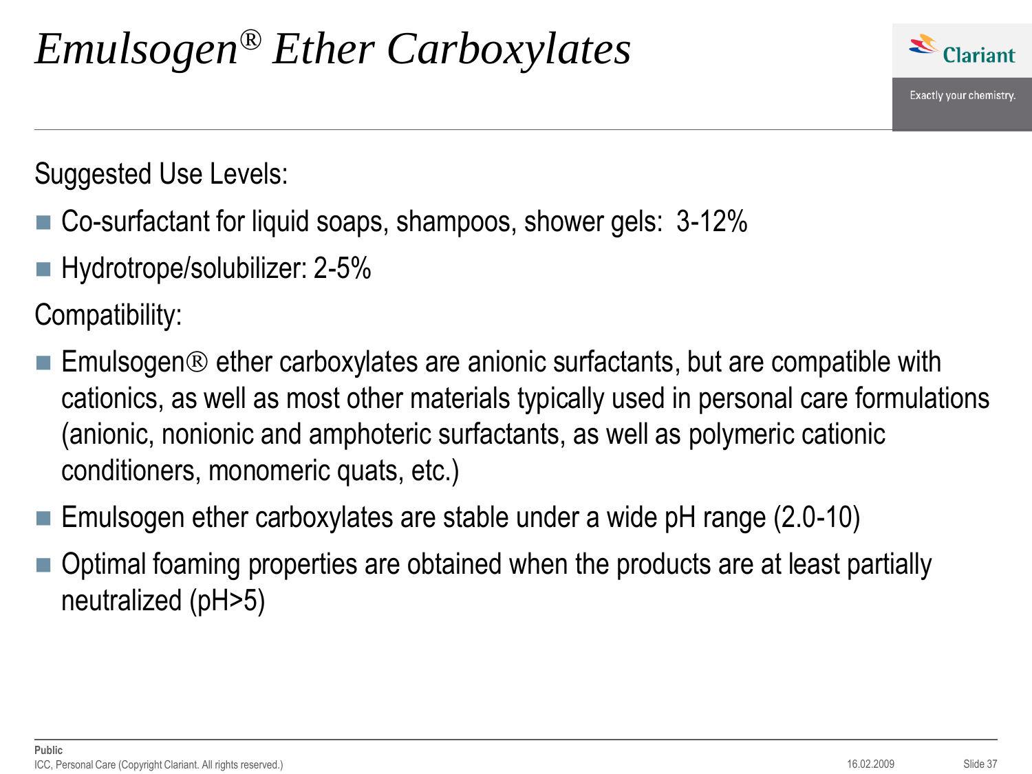# *Emulsogen® Ether Carboxylates*

Suggested Use Levels:

- Co-surfactant for liquid soaps, shampoos, shower gels: 3-12%
- Hydrotrope/solubilizer: 2-5%

Compatibility:

- Emulsogen® ether carboxylates are anionic surfactants, but are compatible with cationics, as well as most other materials typically used in personal care formulations (anionic, nonionic and amphoteric surfactants, as well as polymeric cationic conditioners, monomeric quats, etc.)
- Emulsogen ether carboxylates are stable under a wide pH range (2.0-10)
- Optimal foaming properties are obtained when the products are at least partially neutralized (pH>5)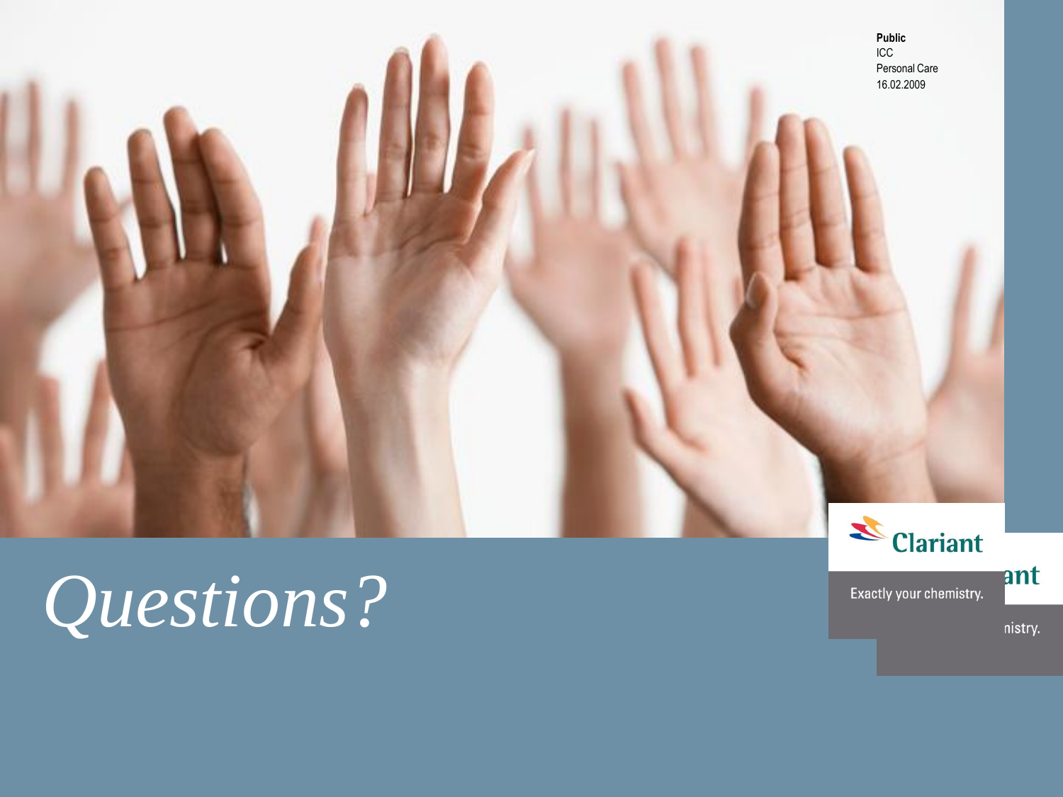Public
ICC
Personal Care
16.02.2009

# *Questions?*

Clariant

Exactly your chemistry.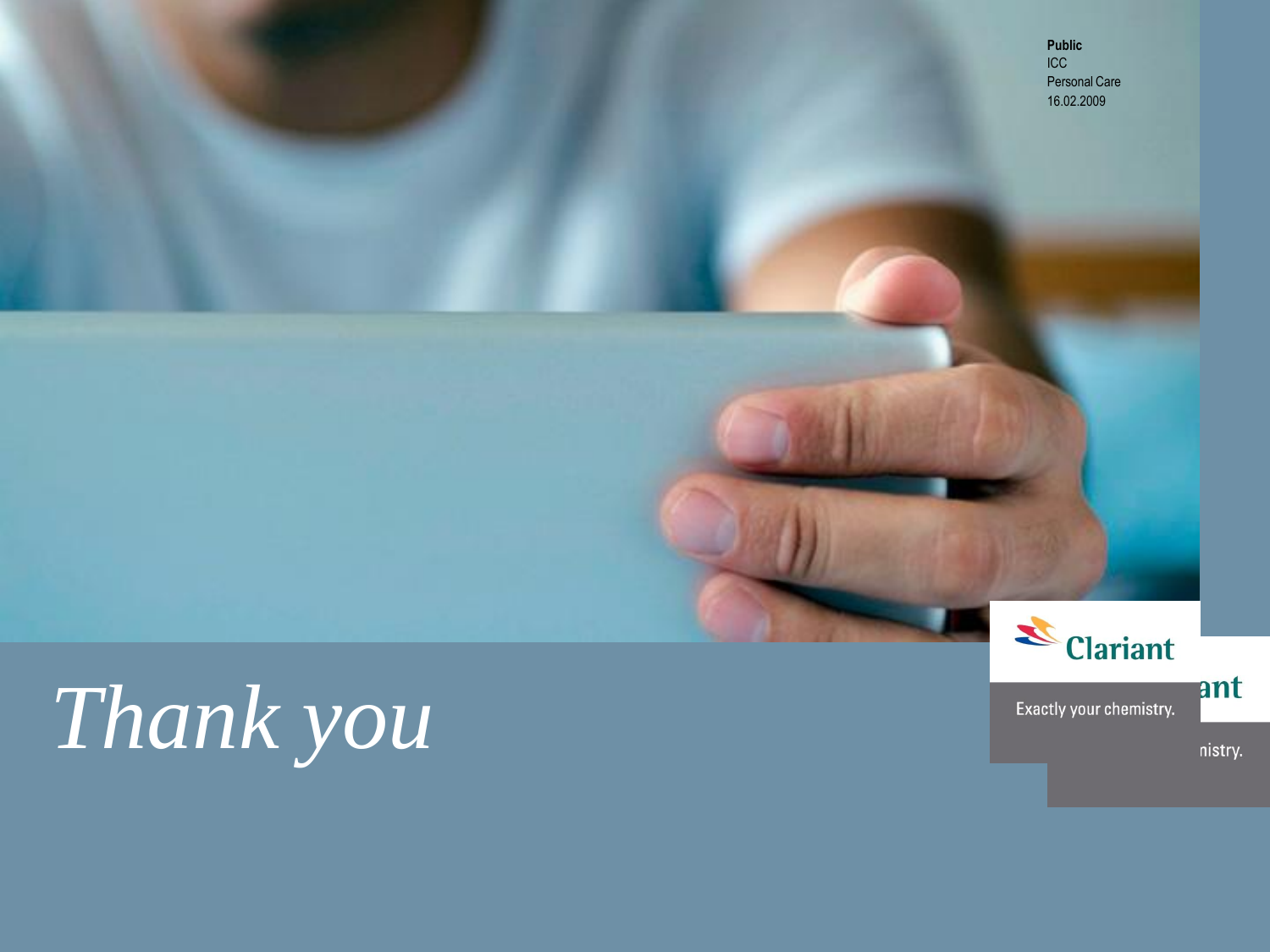**Public**
ICC
Personal Care
16.02.2009

*Thank you*

Clariant

Exactly your chemistry.